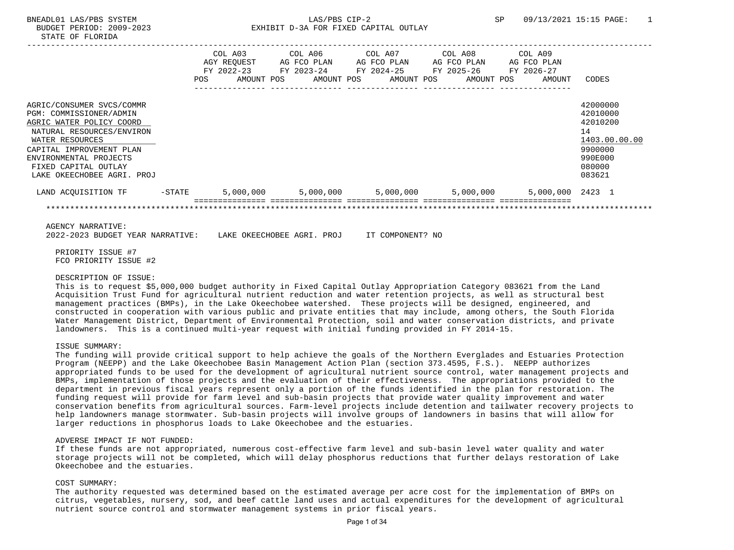BNEADL01 LAS/PBS SYSTEM LAS/PBS CIP-2 SP 09/13/2021 15:15

BUDGET PERIOD: 2009-2023

STATE OF FLORIDA

# EXHIBIT D-3A FOR FIXED CAPITAL OUTLAY

| | | COL A03 AGY REQUEST FY 2022-23 | COL A06 AG FCO PLAN FY 2023-24 | COL A07 AG FCO PLAN FY 2024-25 | COL A08 AG FCO PLAN FY 2025-26 | COL A09 AG FCO PLAN FY 2026-27 | CODES |
|---|---|---|---|---|---|---|---|
| | | POS AMOUNT | POS AMOUNT | POS AMOUNT | POS AMOUNT | POS AMOUNT | |
| AGRIC/CONSUMER SVCS/COMMR | | | | | | | 42000000 |
| PGM: COMMISSIONER/ADMIN | | | | | | | 42010000 |
| AGRIC WATER POLICY COORD | | | | | | | 42010200 |
| NATURAL RESOURCES/ENVIRON | | | | | | | 14 |
| WATER RESOURCES | | | | | | | 1403.00.00.00 |
| CAPITAL IMPROVEMENT PLAN | | | | | | | 9900000 |
| ENVIRONMENTAL PROJECTS | | | | | | | 990E000 |
| FIXED CAPITAL OUTLAY | | | | | | | 080000 |
| LAKE OKEECHOBEE AGRI. PROJ | | | | | | | 083621 |
| LAND ACQUISITION TF | -STATE | 5,000,000 | 5,000,000 | 5,000,000 | 5,000,000 | 5,000,000 | 2423 1 |

AGENCY NARRATIVE:

2022-2023 BUDGET YEAR NARRATIVE: LAKE OKEECHOBEE AGRI. PROJ IT COMPONENT? NO

PRIORITY ISSUE #7

FCO PRIORITY ISSUE #2

DESCRIPTION OF ISSUE:

This is to request $5,000,000 budget authority in Fixed Capital Outlay Appropriation Category 083621 from the Land Acquisition Trust Fund for agricultural nutrient reduction and water retention projects, as well as structural best management practices (BMPs), in the Lake Okeechobee watershed. These projects will be designed, engineered, and constructed in cooperation with various public and private entities that may include, among others, the South Florida Water Management District, Department of Environmental Protection, soil and water conservation districts, and private landowners. This is a continued multi-year request with initial funding provided in FY 2014-15.

ISSUE SUMMARY:

The funding will provide critical support to help achieve the goals of the Northern Everglades and Estuaries Protection Program (NEEPP) and the Lake Okeechobee Basin Management Action Plan (section 373.4595, F.S.). NEEPP authorizes appropriated funds to be used for the development of agricultural nutrient source control, water management projects and BMPs, implementation of those projects and the evaluation of their effectiveness. The appropriations provided to the department in previous fiscal years represent only a portion of the funds identified in the plan for restoration. The funding request will provide for farm level and sub-basin projects that provide water quality improvement and water conservation benefits from agricultural sources. Farm-level projects include detention and tailwater recovery projects to help landowners manage stormwater. Sub-basin projects will involve groups of landowners in basins that will allow for larger reductions in phosphorus loads to Lake Okeechobee and the estuaries.

ADVERSE IMPACT IF NOT FUNDED:

If these funds are not appropriated, numerous cost-effective farm level and sub-basin level water quality and water storage projects will not be completed, which will delay phosphorus reductions that further delays restoration of Lake Okeechobee and the estuaries.

COST SUMMARY:

The authority requested was determined based on the estimated average per acre cost for the implementation of BMPs on citrus, vegetables, nursery, sod, and beef cattle land uses and actual expenditures for the development of agricultural nutrient source control and stormwater management systems in prior fiscal years.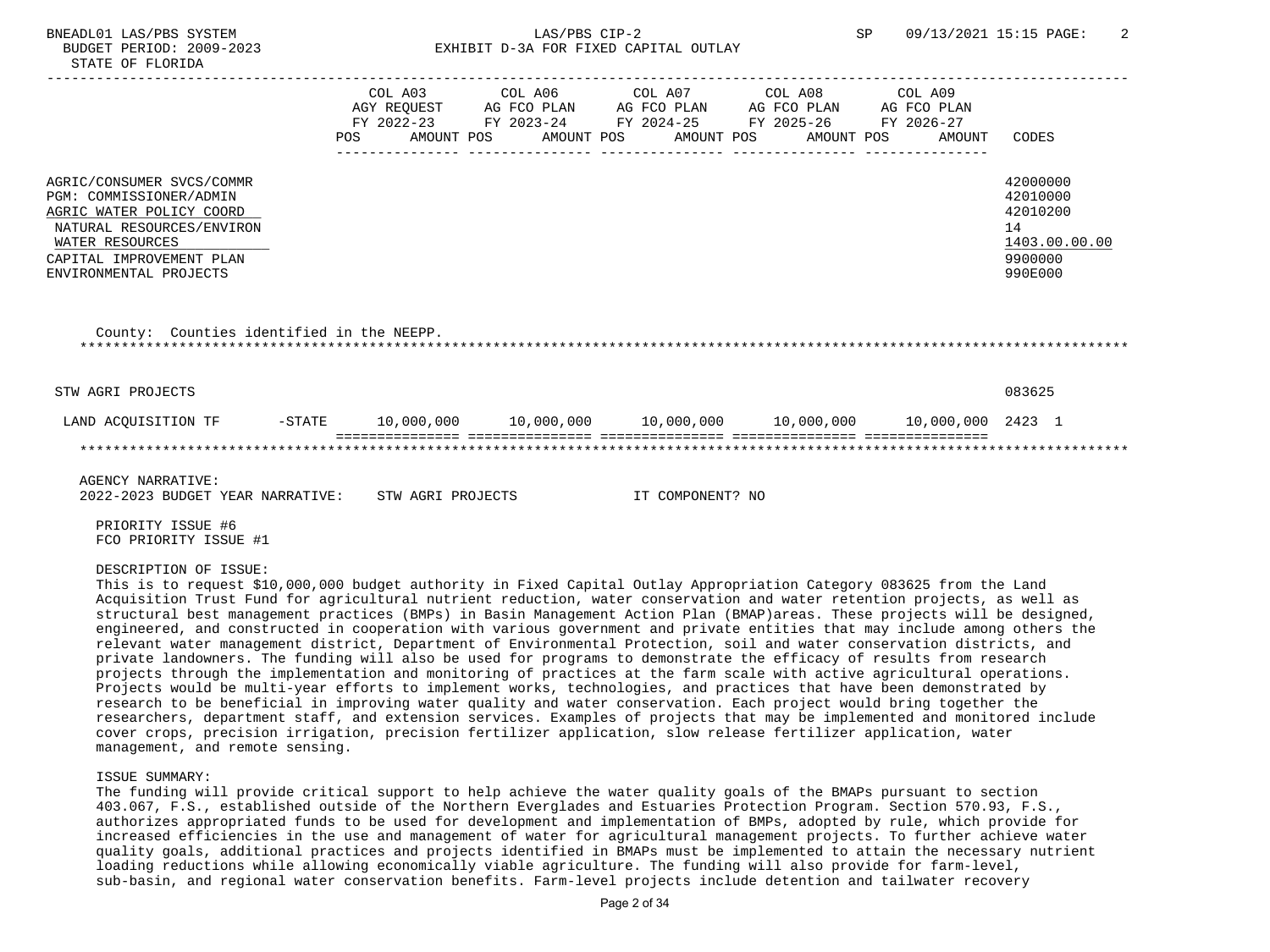BNEADL01 LAS/PBS SYSTEM
BUDGET PERIOD: 2009-2023
STATE OF FLORIDA

LAS/PBS CIP-2
EXHIBIT D-3A FOR FIXED CAPITAL OUTLAY

SP 09/13/2021 15:15

| | COL A03 AGY REQUEST FY 2022-23 POS AMOUNT | COL A06 AG FCO PLAN FY 2023-24 POS AMOUNT | COL A07 AG FCO PLAN FY 2024-25 POS AMOUNT | COL A08 AG FCO PLAN FY 2025-26 POS AMOUNT | COL A09 AG FCO PLAN FY 2026-27 POS AMOUNT | CODES |
|---|---|---|---|---|---|---|
| AGRIC/CONSUMER SVCS/COMMR | | | | | | 42000000 |
| PGM: COMMISSIONER/ADMIN | | | | | | 42010000 |
| AGRIC WATER POLICY COORD | | | | | | 42010200 |
| NATURAL RESOURCES/ENVIRON | | | | | | 14 |
| WATER RESOURCES | | | | | | 1403.00.00.00 |
| CAPITAL IMPROVEMENT PLAN | | | | | | 9900000 |
| ENVIRONMENTAL PROJECTS | | | | | | 990E000 |
| County: Counties identified in the NEEPP. | | | | | | |
| STW AGRI PROJECTS | | | | | | 083625 |
| LAND ACQUISITION TF -STATE | 10,000,000 | 10,000,000 | 10,000,000 | 10,000,000 | 10,000,000 | 2423 1 |

AGENCY NARRATIVE:
2022-2023 BUDGET YEAR NARRATIVE: STW AGRI PROJECTS IT COMPONENT? NO

PRIORITY ISSUE #6
FCO PRIORITY ISSUE #1

DESCRIPTION OF ISSUE:
This is to request $10,000,000 budget authority in Fixed Capital Outlay Appropriation Category 083625 from the Land Acquisition Trust Fund for agricultural nutrient reduction, water conservation and water retention projects, as well as structural best management practices (BMPs) in Basin Management Action Plan (BMAP)areas. These projects will be designed, engineered, and constructed in cooperation with various government and private entities that may include among others the relevant water management district, Department of Environmental Protection, soil and water conservation districts, and private landowners. The funding will also be used for programs to demonstrate the efficacy of results from research projects through the implementation and monitoring of practices at the farm scale with active agricultural operations. Projects would be multi-year efforts to implement works, technologies, and practices that have been demonstrated by research to be beneficial in improving water quality and water conservation. Each project would bring together the researchers, department staff, and extension services. Examples of projects that may be implemented and monitored include cover crops, precision irrigation, precision fertilizer application, slow release fertilizer application, water management, and remote sensing.

ISSUE SUMMARY:
The funding will provide critical support to help achieve the water quality goals of the BMAPs pursuant to section 403.067, F.S., established outside of the Northern Everglades and Estuaries Protection Program. Section 570.93, F.S., authorizes appropriated funds to be used for development and implementation of BMPs, adopted by rule, which provide for increased efficiencies in the use and management of water for agricultural management projects. To further achieve water quality goals, additional practices and projects identified in BMAPs must be implemented to attain the necessary nutrient loading reductions while allowing economically viable agriculture. The funding will also provide for farm-level, sub-basin, and regional water conservation benefits. Farm-level projects include detention and tailwater recovery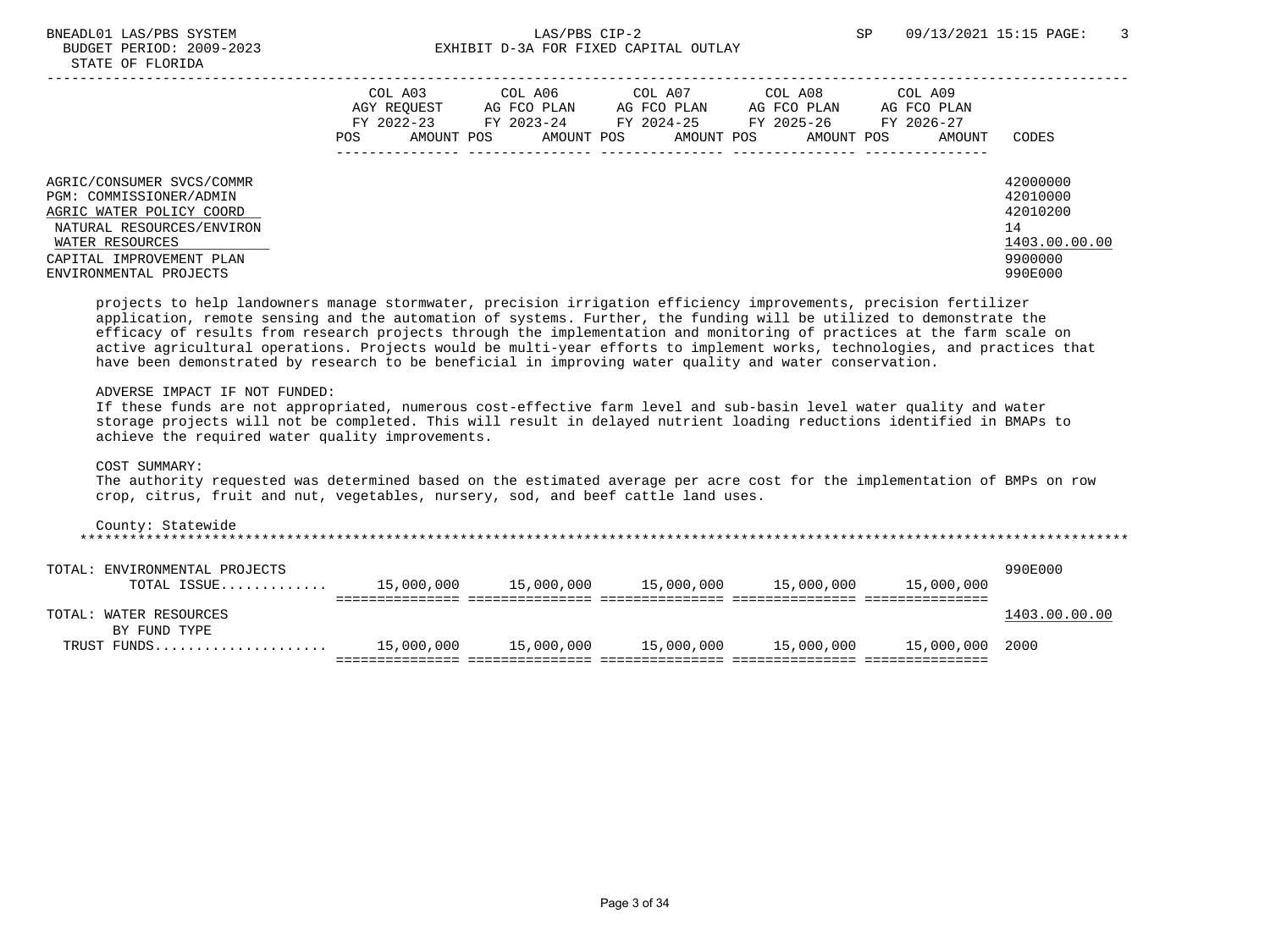BNEADL01 LAS/PBS SYSTEM — LAS/PBS CIP-2 — SP 09/13/2021 15:15

BUDGET PERIOD: 2009-2023

STATE OF FLORIDA

EXHIBIT D-3A FOR FIXED CAPITAL OUTLAY

| | COL A03 AGY REQUEST FY 2022-23 POS AMOUNT | COL A06 AG FCO PLAN FY 2023-24 POS AMOUNT | COL A07 AG FCO PLAN FY 2024-25 POS AMOUNT | COL A08 AG FCO PLAN FY 2025-26 POS AMOUNT | COL A09 AG FCO PLAN FY 2026-27 POS AMOUNT | CODES |
|---|---|---|---|---|---|---|
| AGRIC/CONSUMER SVCS/COMMR | | | | | | 42000000 |
| PGM: COMMISSIONER/ADMIN | | | | | | 42010000 |
| AGRIC WATER POLICY COORD | | | | | | 42010200 |
| NATURAL RESOURCES/ENVIRON | | | | | | 14 |
| WATER RESOURCES | | | | | | 1403.00.00.00 |
| CAPITAL IMPROVEMENT PLAN | | | | | | 9900000 |
| ENVIRONMENTAL PROJECTS | | | | | | 990E000 |

projects to help landowners manage stormwater, precision irrigation efficiency improvements, precision fertilizer application, remote sensing and the automation of systems. Further, the funding will be utilized to demonstrate the efficacy of results from research projects through the implementation and monitoring of practices at the farm scale on active agricultural operations. Projects would be multi-year efforts to implement works, technologies, and practices that have been demonstrated by research to be beneficial in improving water quality and water conservation.

ADVERSE IMPACT IF NOT FUNDED:
If these funds are not appropriated, numerous cost-effective farm level and sub-basin level water quality and water storage projects will not be completed. This will result in delayed nutrient loading reductions identified in BMAPs to achieve the required water quality improvements.

COST SUMMARY:
The authority requested was determined based on the estimated average per acre cost for the implementation of BMPs on row crop, citrus, fruit and nut, vegetables, nursery, sod, and beef cattle land uses.

County: Statewide

******************************************************************************************************************************

| | COL A03 | COL A06 | COL A07 | COL A08 | COL A09 | CODES |
|---|---|---|---|---|---|---|
| TOTAL: ENVIRONMENTAL PROJECTS | | | | | | 990E000 |
| TOTAL ISSUE............. | 15,000,000 | 15,000,000 | 15,000,000 | 15,000,000 | 15,000,000 | |
| TOTAL: WATER RESOURCES | | | | | | 1403.00.00.00 |
| BY FUND TYPE | | | | | | |
| TRUST FUNDS..................... | 15,000,000 | 15,000,000 | 15,000,000 | 15,000,000 | 15,000,000 | 2000 |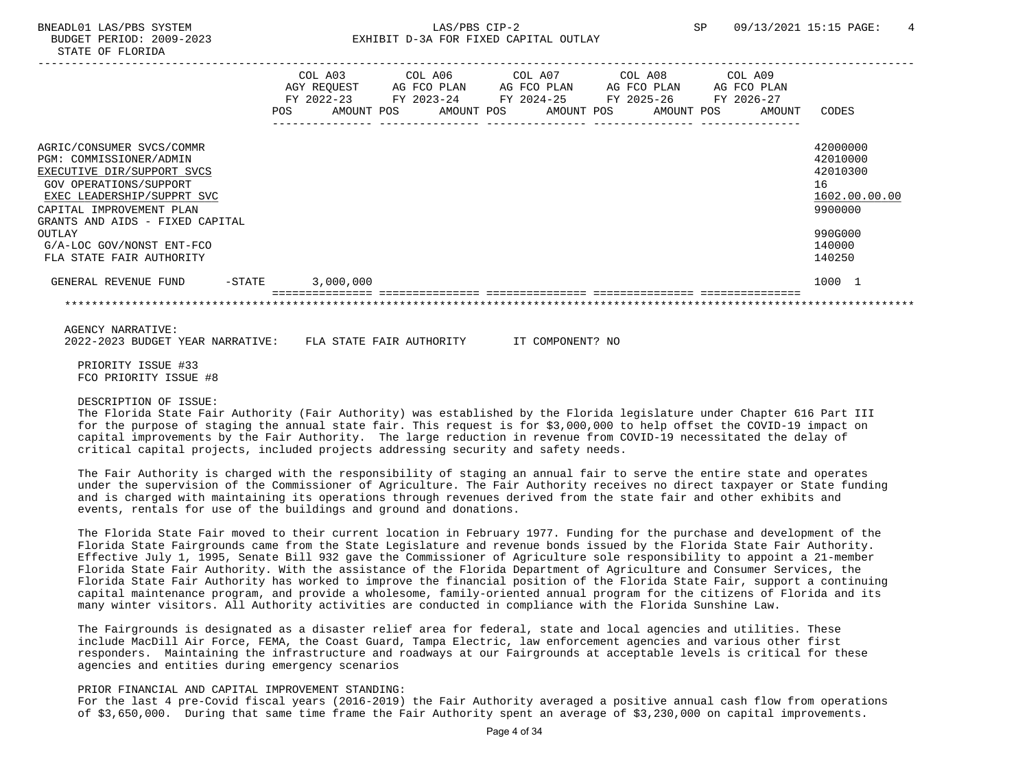BNEADL01 LAS/PBS SYSTEM LAS/PBS CIP-2 SP 09/13/2021 15:15

BUDGET PERIOD: 2009-2023 EXHIBIT D-3A FOR FIXED CAPITAL OUTLAY

STATE OF FLORIDA

| | COL A03 AGY REQUEST FY 2022-23 POS AMOUNT | COL A06 AG FCO PLAN FY 2023-24 POS AMOUNT | COL A07 AG FCO PLAN FY 2024-25 POS AMOUNT | COL A08 AG FCO PLAN FY 2025-26 POS AMOUNT | COL A09 AG FCO PLAN FY 2026-27 POS AMOUNT | CODES |
|---|---|---|---|---|---|---|
| AGRIC/CONSUMER SVCS/COMMR | | | | | | 42000000 |
| PGM: COMMISSIONER/ADMIN | | | | | | 42010000 |
| EXECUTIVE DIR/SUPPORT SVCS | | | | | | 42010300 |
| GOV OPERATIONS/SUPPORT | | | | | | 16 |
| EXEC LEADERSHIP/SUPPRT SVC | | | | | | 1602.00.00.00 |
| CAPITAL IMPROVEMENT PLAN | | | | | | 9900000 |
| GRANTS AND AIDS - FIXED CAPITAL OUTLAY | | | | | | 990G000 |
| G/A-LOC GOV/NONST ENT-FCO | | | | | | 140000 |
| FLA STATE FAIR AUTHORITY | | | | | | 140250 |
| GENERAL REVENUE FUND -STATE | 3,000,000 | | | | | 1000 1 |

AGENCY NARRATIVE:

2022-2023 BUDGET YEAR NARRATIVE: FLA STATE FAIR AUTHORITY IT COMPONENT? NO

PRIORITY ISSUE #33

FCO PRIORITY ISSUE #8

DESCRIPTION OF ISSUE:

The Florida State Fair Authority (Fair Authority) was established by the Florida legislature under Chapter 616 Part III for the purpose of staging the annual state fair. This request is for $3,000,000 to help offset the COVID-19 impact on capital improvements by the Fair Authority. The large reduction in revenue from COVID-19 necessitated the delay of critical capital projects, included projects addressing security and safety needs.

The Fair Authority is charged with the responsibility of staging an annual fair to serve the entire state and operates under the supervision of the Commissioner of Agriculture. The Fair Authority receives no direct taxpayer or State funding and is charged with maintaining its operations through revenues derived from the state fair and other exhibits and events, rentals for use of the buildings and ground and donations.

The Florida State Fair moved to their current location in February 1977. Funding for the purchase and development of the Florida State Fairgrounds came from the State Legislature and revenue bonds issued by the Florida State Fair Authority. Effective July 1, 1995, Senate Bill 932 gave the Commissioner of Agriculture sole responsibility to appoint a 21-member Florida State Fair Authority. With the assistance of the Florida Department of Agriculture and Consumer Services, the Florida State Fair Authority has worked to improve the financial position of the Florida State Fair, support a continuing capital maintenance program, and provide a wholesome, family-oriented annual program for the citizens of Florida and its many winter visitors. All Authority activities are conducted in compliance with the Florida Sunshine Law.

The Fairgrounds is designated as a disaster relief area for federal, state and local agencies and utilities. These include MacDill Air Force, FEMA, the Coast Guard, Tampa Electric, law enforcement agencies and various other first responders. Maintaining the infrastructure and roadways at our Fairgrounds at acceptable levels is critical for these agencies and entities during emergency scenarios

PRIOR FINANCIAL AND CAPITAL IMPROVEMENT STANDING:

For the last 4 pre-Covid fiscal years (2016-2019) the Fair Authority averaged a positive annual cash flow from operations of $3,650,000. During that same time frame the Fair Authority spent an average of $3,230,000 on capital improvements.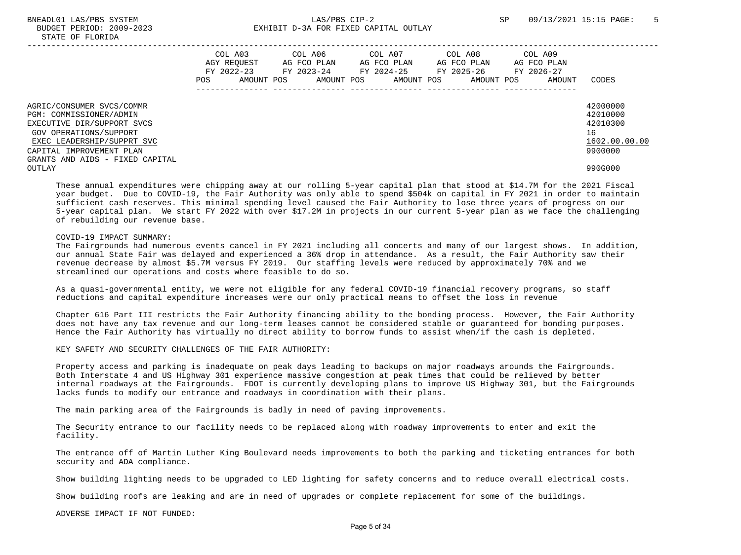| | COL A03 AGY REQUEST FY 2022-23 | | COL A06 AG FCO PLAN FY 2023-24 | | COL A07 AG FCO PLAN FY 2024-25 | | COL A08 AG FCO PLAN FY 2025-26 | | COL A09 AG FCO PLAN FY 2026-27 | | |
|---|---|---|---|---|---|---|---|---|---|---|---|
| | POS | AMOUNT | POS | AMOUNT | POS | AMOUNT | POS | AMOUNT | POS | AMOUNT | CODES |
| AGRIC/CONSUMER SVCS/COMMR | | | | | | | | | | | 42000000 |
| PGM: COMMISSIONER/ADMIN | | | | | | | | | | | 42010000 |
| EXECUTIVE DIR/SUPPORT SVCS | | | | | | | | | | | 42010300 |
| GOV OPERATIONS/SUPPORT | | | | | | | | | | | 16 |
| EXEC LEADERSHIP/SUPPRT SVC | | | | | | | | | | | 1602.00.00.00 |
| CAPITAL IMPROVEMENT PLAN | | | | | | | | | | | 9900000 |
| GRANTS AND AIDS - FIXED CAPITAL OUTLAY | | | | | | | | | | | 990G000 |

These annual expenditures were chipping away at our rolling 5-year capital plan that stood at $14.7M for the 2021 Fiscal year budget. Due to COVID-19, the Fair Authority was only able to spend $504k on capital in FY 2021 in order to maintain sufficient cash reserves. This minimal spending level caused the Fair Authority to lose three years of progress on our 5-year capital plan. We start FY 2022 with over $17.2M in projects in our current 5-year plan as we face the challenging of rebuilding our revenue base.

COVID-19 IMPACT SUMMARY:
The Fairgrounds had numerous events cancel in FY 2021 including all concerts and many of our largest shows. In addition, our annual State Fair was delayed and experienced a 36% drop in attendance. As a result, the Fair Authority saw their revenue decrease by almost $5.7M versus FY 2019. Our staffing levels were reduced by approximately 70% and we streamlined our operations and costs where feasible to do so.

As a quasi-governmental entity, we were not eligible for any federal COVID-19 financial recovery programs, so staff reductions and capital expenditure increases were our only practical means to offset the loss in revenue

Chapter 616 Part III restricts the Fair Authority financing ability to the bonding process. However, the Fair Authority does not have any tax revenue and our long-term leases cannot be considered stable or guaranteed for bonding purposes. Hence the Fair Authority has virtually no direct ability to borrow funds to assist when/if the cash is depleted.

KEY SAFETY AND SECURITY CHALLENGES OF THE FAIR AUTHORITY:

Property access and parking is inadequate on peak days leading to backups on major roadways arounds the Fairgrounds. Both Interstate 4 and US Highway 301 experience massive congestion at peak times that could be relieved by better internal roadways at the Fairgrounds. FDOT is currently developing plans to improve US Highway 301, but the Fairgrounds lacks funds to modify our entrance and roadways in coordination with their plans.

The main parking area of the Fairgrounds is badly in need of paving improvements.

The Security entrance to our facility needs to be replaced along with roadway improvements to enter and exit the facility.

The entrance off of Martin Luther King Boulevard needs improvements to both the parking and ticketing entrances for both security and ADA compliance.

Show building lighting needs to be upgraded to LED lighting for safety concerns and to reduce overall electrical costs.

Show building roofs are leaking and are in need of upgrades or complete replacement for some of the buildings.

ADVERSE IMPACT IF NOT FUNDED: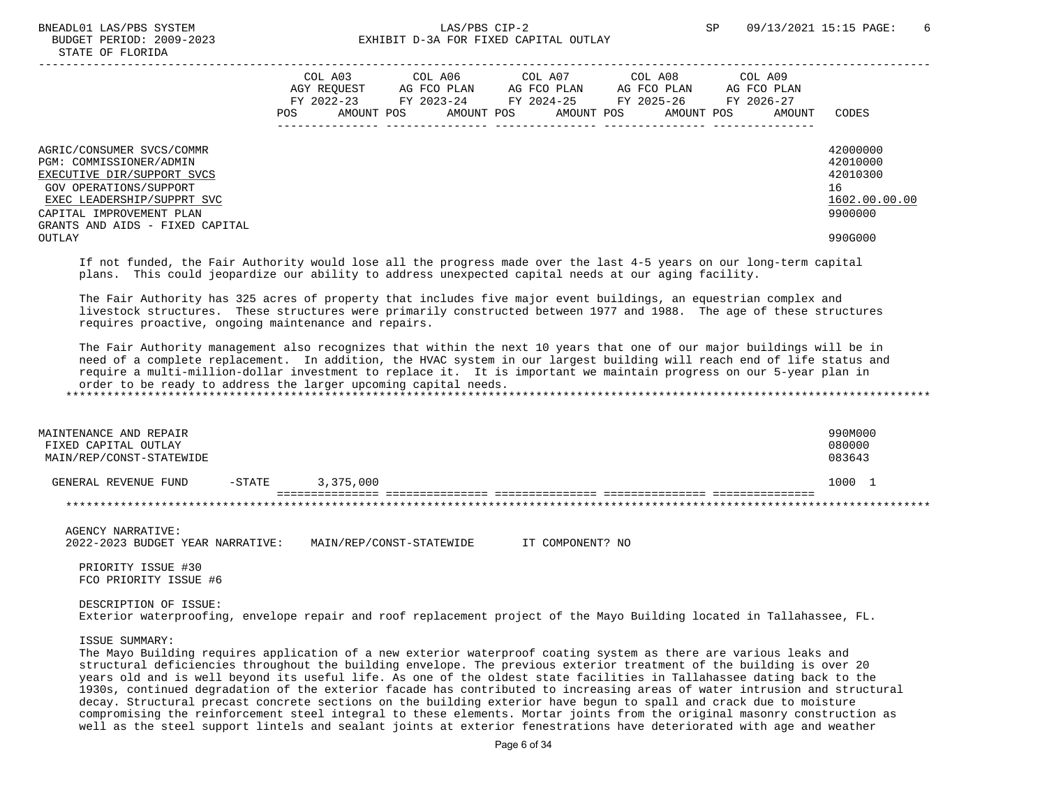BNEADL01 LAS/PBS SYSTEM — LAS/PBS CIP-2 — SP 09/13/2021 15:15

BUDGET PERIOD: 2009-2023 — EXHIBIT D-3A FOR FIXED CAPITAL OUTLAY

STATE OF FLORIDA

| | COL A03 AGY REQUEST FY 2022-23 POS AMOUNT | COL A06 AG FCO PLAN FY 2023-24 POS AMOUNT | COL A07 AG FCO PLAN FY 2024-25 POS AMOUNT | COL A08 AG FCO PLAN FY 2025-26 POS AMOUNT | COL A09 AG FCO PLAN FY 2026-27 POS AMOUNT | CODES |
|---|---|---|---|---|---|---|
| AGRIC/CONSUMER SVCS/COMMR | | | | | | 42000000 |
| PGM: COMMISSIONER/ADMIN | | | | | | 42010000 |
| EXECUTIVE DIR/SUPPORT SVCS | | | | | | 42010300 |
| GOV OPERATIONS/SUPPORT | | | | | | 16 |
| EXEC LEADERSHIP/SUPPRT SVC | | | | | | 1602.00.00.00 |
| CAPITAL IMPROVEMENT PLAN | | | | | | 9900000 |
| GRANTS AND AIDS - FIXED CAPITAL OUTLAY | | | | | | 990G000 |

If not funded, the Fair Authority would lose all the progress made over the last 4-5 years on our long-term capital plans. This could jeopardize our ability to address unexpected capital needs at our aging facility.

The Fair Authority has 325 acres of property that includes five major event buildings, an equestrian complex and livestock structures. These structures were primarily constructed between 1977 and 1988. The age of these structures requires proactive, ongoing maintenance and repairs.

The Fair Authority management also recognizes that within the next 10 years that one of our major buildings will be in need of a complete replacement. In addition, the HVAC system in our largest building will reach end of life status and require a multi-million-dollar investment to replace it. It is important we maintain progress on our 5-year plan in order to be ready to address the larger upcoming capital needs.

| | COL A03 | COL A06 | COL A07 | COL A08 | COL A09 | CODES |
|---|---|---|---|---|---|---|
| MAINTENANCE AND REPAIR | | | | | | 990M000 |
| FIXED CAPITAL OUTLAY | | | | | | 080000 |
| MAIN/REP/CONST-STATEWIDE | | | | | | 083643 |
| GENERAL REVENUE FUND -STATE | 3,375,000 | | | | | 1000 1 |

AGENCY NARRATIVE:
2022-2023 BUDGET YEAR NARRATIVE: MAIN/REP/CONST-STATEWIDE IT COMPONENT? NO

PRIORITY ISSUE #30
FCO PRIORITY ISSUE #6

DESCRIPTION OF ISSUE:
Exterior waterproofing, envelope repair and roof replacement project of the Mayo Building located in Tallahassee, FL.

ISSUE SUMMARY:
The Mayo Building requires application of a new exterior waterproof coating system as there are various leaks and structural deficiencies throughout the building envelope. The previous exterior treatment of the building is over 20 years old and is well beyond its useful life. As one of the oldest state facilities in Tallahassee dating back to the 1930s, continued degradation of the exterior facade has contributed to increasing areas of water intrusion and structural decay. Structural precast concrete sections on the building exterior have begun to spall and crack due to moisture compromising the reinforcement steel integral to these elements. Mortar joints from the original masonry construction as well as the steel support lintels and sealant joints at exterior fenestrations have deteriorated with age and weather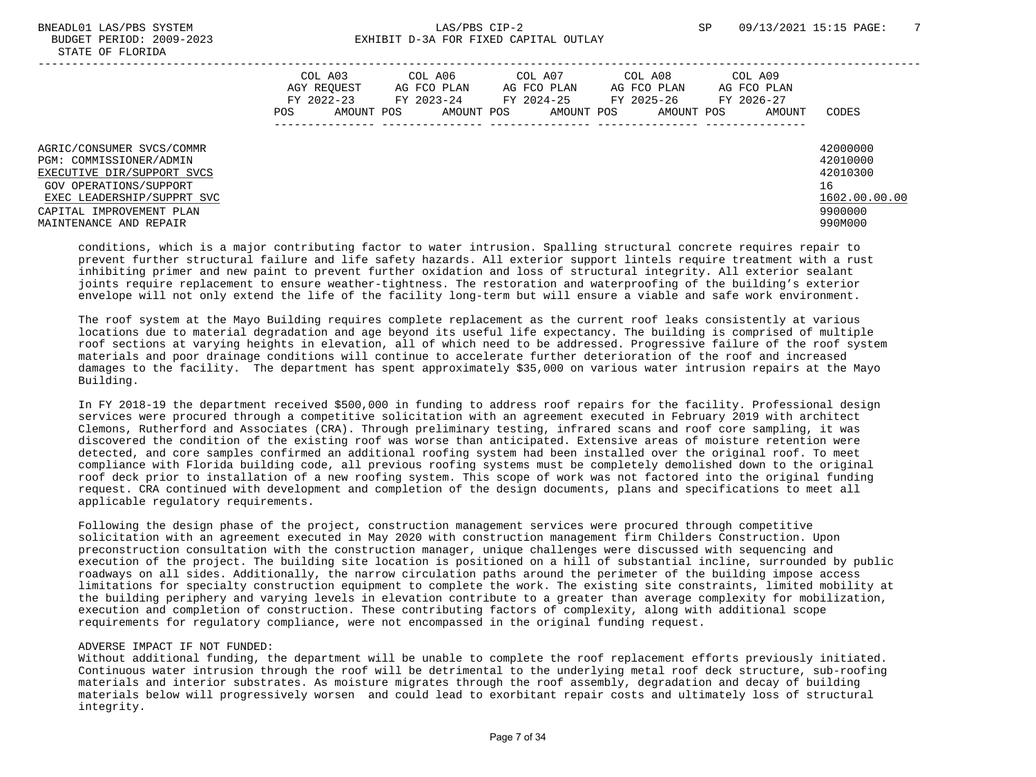| | COL A03 AGY REQUEST FY 2022-23 | | COL A06 AG FCO PLAN FY 2023-24 | | COL A07 AG FCO PLAN FY 2024-25 | | COL A08 AG FCO PLAN FY 2025-26 | | COL A09 AG FCO PLAN FY 2026-27 | | |
|---|---|---|---|---|---|---|---|---|---|---|---|
| | POS | AMOUNT | POS | AMOUNT | POS | AMOUNT | POS | AMOUNT | POS | AMOUNT | CODES |
| AGRIC/CONSUMER SVCS/COMMR | | | | | | | | | | | 42000000 |
| PGM: COMMISSIONER/ADMIN | | | | | | | | | | | 42010000 |
| EXECUTIVE DIR/SUPPORT SVCS | | | | | | | | | | | 42010300 |
| GOV OPERATIONS/SUPPORT | | | | | | | | | | | 16 |
| EXEC LEADERSHIP/SUPPRT SVC | | | | | | | | | | | 1602.00.00.00 |
| CAPITAL IMPROVEMENT PLAN | | | | | | | | | | | 9900000 |
| MAINTENANCE AND REPAIR | | | | | | | | | | | 990M000 |

conditions, which is a major contributing factor to water intrusion. Spalling structural concrete requires repair to prevent further structural failure and life safety hazards. All exterior support lintels require treatment with a rust inhibiting primer and new paint to prevent further oxidation and loss of structural integrity. All exterior sealant joints require replacement to ensure weather-tightness. The restoration and waterproofing of the building's exterior envelope will not only extend the life of the facility long-term but will ensure a viable and safe work environment.

The roof system at the Mayo Building requires complete replacement as the current roof leaks consistently at various locations due to material degradation and age beyond its useful life expectancy. The building is comprised of multiple roof sections at varying heights in elevation, all of which need to be addressed. Progressive failure of the roof system materials and poor drainage conditions will continue to accelerate further deterioration of the roof and increased damages to the facility. The department has spent approximately $35,000 on various water intrusion repairs at the Mayo Building.

In FY 2018-19 the department received $500,000 in funding to address roof repairs for the facility. Professional design services were procured through a competitive solicitation with an agreement executed in February 2019 with architect Clemons, Rutherford and Associates (CRA). Through preliminary testing, infrared scans and roof core sampling, it was discovered the condition of the existing roof was worse than anticipated. Extensive areas of moisture retention were detected, and core samples confirmed an additional roofing system had been installed over the original roof. To meet compliance with Florida building code, all previous roofing systems must be completely demolished down to the original roof deck prior to installation of a new roofing system. This scope of work was not factored into the original funding request. CRA continued with development and completion of the design documents, plans and specifications to meet all applicable regulatory requirements.

Following the design phase of the project, construction management services were procured through competitive solicitation with an agreement executed in May 2020 with construction management firm Childers Construction. Upon preconstruction consultation with the construction manager, unique challenges were discussed with sequencing and execution of the project. The building site location is positioned on a hill of substantial incline, surrounded by public roadways on all sides. Additionally, the narrow circulation paths around the perimeter of the building impose access limitations for specialty construction equipment to complete the work. The existing site constraints, limited mobility at the building periphery and varying levels in elevation contribute to a greater than average complexity for mobilization, execution and completion of construction. These contributing factors of complexity, along with additional scope requirements for regulatory compliance, were not encompassed in the original funding request.

ADVERSE IMPACT IF NOT FUNDED:
Without additional funding, the department will be unable to complete the roof replacement efforts previously initiated. Continuous water intrusion through the roof will be detrimental to the underlying metal roof deck structure, sub-roofing materials and interior substrates. As moisture migrates through the roof assembly, degradation and decay of building materials below will progressively worsen and could lead to exorbitant repair costs and ultimately loss of structural integrity.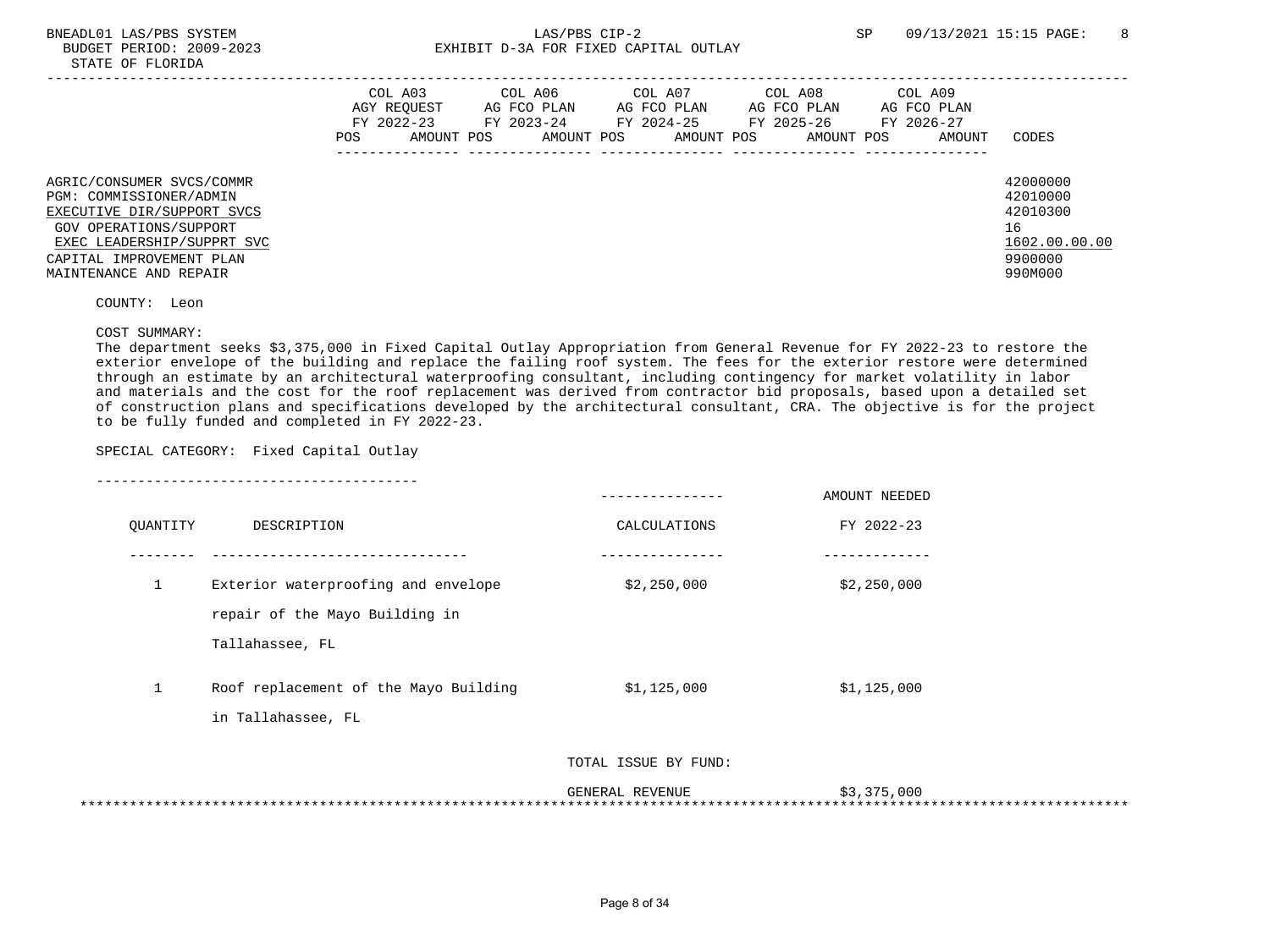BNEADL01 LAS/PBS SYSTEM
BUDGET PERIOD: 2009-2023
STATE OF FLORIDA

LAS/PBS CIP-2
EXHIBIT D-3A FOR FIXED CAPITAL OUTLAY

SP 09/13/2021 15:15

| | COL A03 AGY REQUEST FY 2022-23 POS AMOUNT | COL A06 AG FCO PLAN FY 2023-24 POS AMOUNT | COL A07 AG FCO PLAN FY 2024-25 POS AMOUNT | COL A08 AG FCO PLAN FY 2025-26 POS AMOUNT | COL A09 AG FCO PLAN FY 2026-27 POS AMOUNT | CODES |
|---|---|---|---|---|---|---|
| AGRIC/CONSUMER SVCS/COMMR | | | | | | 42000000 |
| PGM: COMMISSIONER/ADMIN | | | | | | 42010000 |
| EXECUTIVE DIR/SUPPORT SVCS | | | | | | 42010300 |
| GOV OPERATIONS/SUPPORT | | | | | | 16 |
| EXEC LEADERSHIP/SUPPRT SVC | | | | | | 1602.00.00.00 |
| CAPITAL IMPROVEMENT PLAN | | | | | | 9900000 |
| MAINTENANCE AND REPAIR | | | | | | 990M000 |

COUNTY: Leon

COST SUMMARY:
The department seeks $3,375,000 in Fixed Capital Outlay Appropriation from General Revenue for FY 2022-23 to restore the exterior envelope of the building and replace the failing roof system. The fees for the exterior restore were determined through an estimate by an architectural waterproofing consultant, including contingency for market volatility in labor and materials and the cost for the roof replacement was derived from contractor bid proposals, based upon a detailed set of construction plans and specifications developed by the architectural consultant, CRA. The objective is for the project to be fully funded and completed in FY 2022-23.

SPECIAL CATEGORY: Fixed Capital Outlay

| QUANTITY | DESCRIPTION | CALCULATIONS | AMOUNT NEEDED FY 2022-23 |
|---|---|---|---|
| 1 | Exterior waterproofing and envelope repair of the Mayo Building in Tallahassee, FL | $2,250,000 | $2,250,000 |
| 1 | Roof replacement of the Mayo Building in Tallahassee, FL | $1,125,000 | $1,125,000 |
| | | TOTAL ISSUE BY FUND: | |
| | | GENERAL REVENUE | $3,375,000 |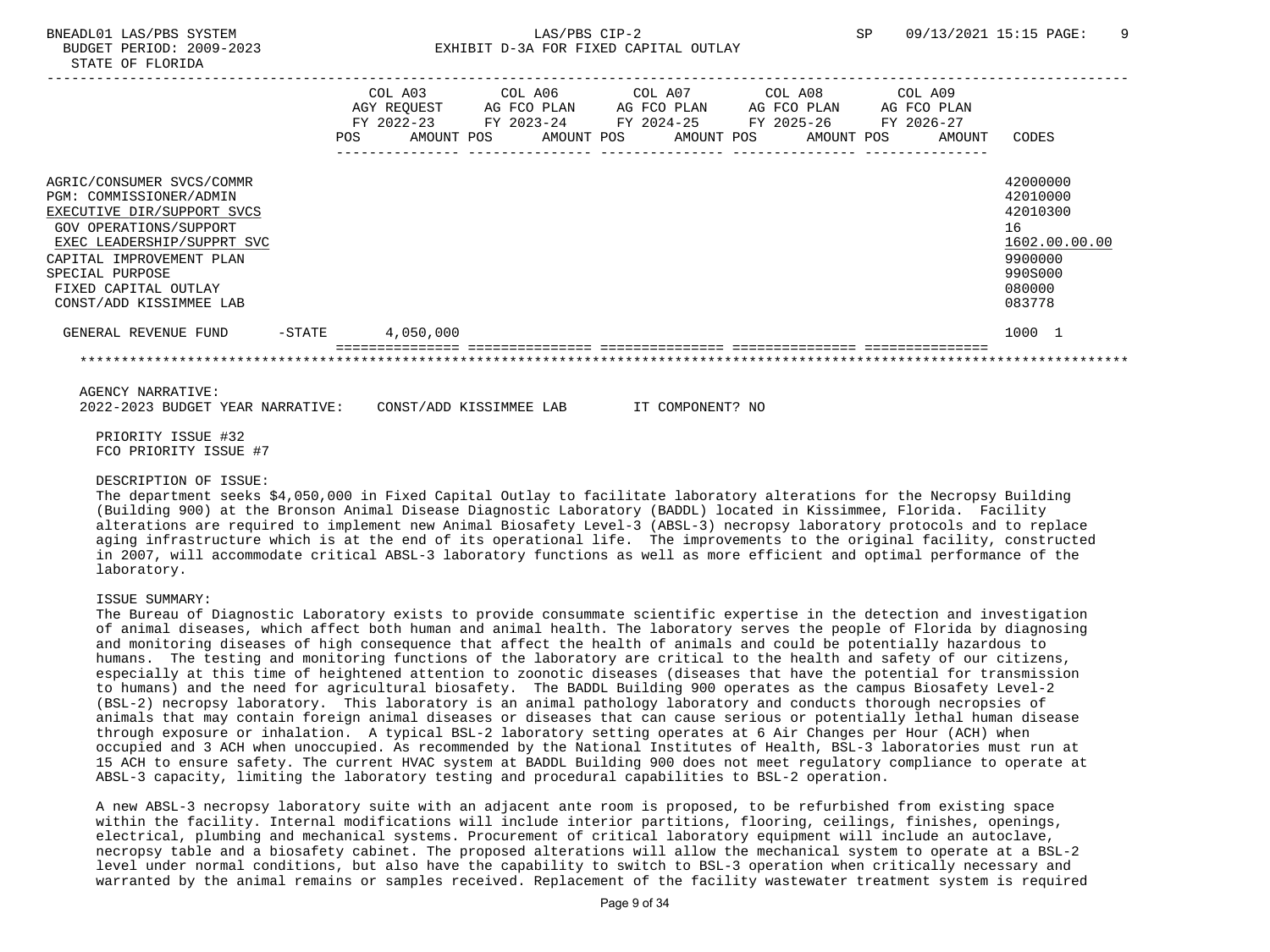BNEADL01 LAS/PBS SYSTEM LAS/PBS CIP-2 SP 09/13/2021 15:15 PAGE: 9
BUDGET PERIOD: 2009-2023 EXHIBIT D-3A FOR FIXED CAPITAL OUTLAY
STATE OF FLORIDA

| | COL A03 AGY REQUEST FY 2022-23 POS AMOUNT | COL A06 AG FCO PLAN FY 2023-24 POS AMOUNT | COL A07 AG FCO PLAN FY 2024-25 POS AMOUNT | COL A08 AG FCO PLAN FY 2025-26 POS AMOUNT | COL A09 AG FCO PLAN FY 2026-27 POS AMOUNT | CODES |
|---|---|---|---|---|---|---|
| AGRIC/CONSUMER SVCS/COMMR | | | | | | 42000000 |
| PGM: COMMISSIONER/ADMIN | | | | | | 42010000 |
| EXECUTIVE DIR/SUPPORT SVCS | | | | | | 42010300 |
| GOV OPERATIONS/SUPPORT | | | | | | 16 |
| EXEC LEADERSHIP/SUPPRT SVC | | | | | | 1602.00.00.00 |
| CAPITAL IMPROVEMENT PLAN | | | | | | 9900000 |
| SPECIAL PURPOSE | | | | | | 990S000 |
| FIXED CAPITAL OUTLAY | | | | | | 080000 |
| CONST/ADD KISSIMMEE LAB | | | | | | 083778 |
| GENERAL REVENUE FUND -STATE | 4,050,000 | | | | | 1000 1 |

AGENCY NARRATIVE:
2022-2023 BUDGET YEAR NARRATIVE: CONST/ADD KISSIMMEE LAB IT COMPONENT? NO

PRIORITY ISSUE #32
FCO PRIORITY ISSUE #7

DESCRIPTION OF ISSUE:
The department seeks $4,050,000 in Fixed Capital Outlay to facilitate laboratory alterations for the Necropsy Building (Building 900) at the Bronson Animal Disease Diagnostic Laboratory (BADDL) located in Kissimmee, Florida. Facility alterations are required to implement new Animal Biosafety Level-3 (ABSL-3) necropsy laboratory protocols and to replace aging infrastructure which is at the end of its operational life. The improvements to the original facility, constructed in 2007, will accommodate critical ABSL-3 laboratory functions as well as more efficient and optimal performance of the laboratory.

ISSUE SUMMARY:
The Bureau of Diagnostic Laboratory exists to provide consummate scientific expertise in the detection and investigation of animal diseases, which affect both human and animal health. The laboratory serves the people of Florida by diagnosing and monitoring diseases of high consequence that affect the health of animals and could be potentially hazardous to humans. The testing and monitoring functions of the laboratory are critical to the health and safety of our citizens, especially at this time of heightened attention to zoonotic diseases (diseases that have the potential for transmission to humans) and the need for agricultural biosafety. The BADDL Building 900 operates as the campus Biosafety Level-2 (BSL-2) necropsy laboratory. This laboratory is an animal pathology laboratory and conducts thorough necropsies of animals that may contain foreign animal diseases or diseases that can cause serious or potentially lethal human disease through exposure or inhalation. A typical BSL-2 laboratory setting operates at 6 Air Changes per Hour (ACH) when occupied and 3 ACH when unoccupied. As recommended by the National Institutes of Health, BSL-3 laboratories must run at 15 ACH to ensure safety. The current HVAC system at BADDL Building 900 does not meet regulatory compliance to operate at ABSL-3 capacity, limiting the laboratory testing and procedural capabilities to BSL-2 operation.

A new ABSL-3 necropsy laboratory suite with an adjacent ante room is proposed, to be refurbished from existing space within the facility. Internal modifications will include interior partitions, flooring, ceilings, finishes, openings, electrical, plumbing and mechanical systems. Procurement of critical laboratory equipment will include an autoclave, necropsy table and a biosafety cabinet. The proposed alterations will allow the mechanical system to operate at a BSL-2 level under normal conditions, but also have the capability to switch to BSL-3 operation when critically necessary and warranted by the animal remains or samples received. Replacement of the facility wastewater treatment system is required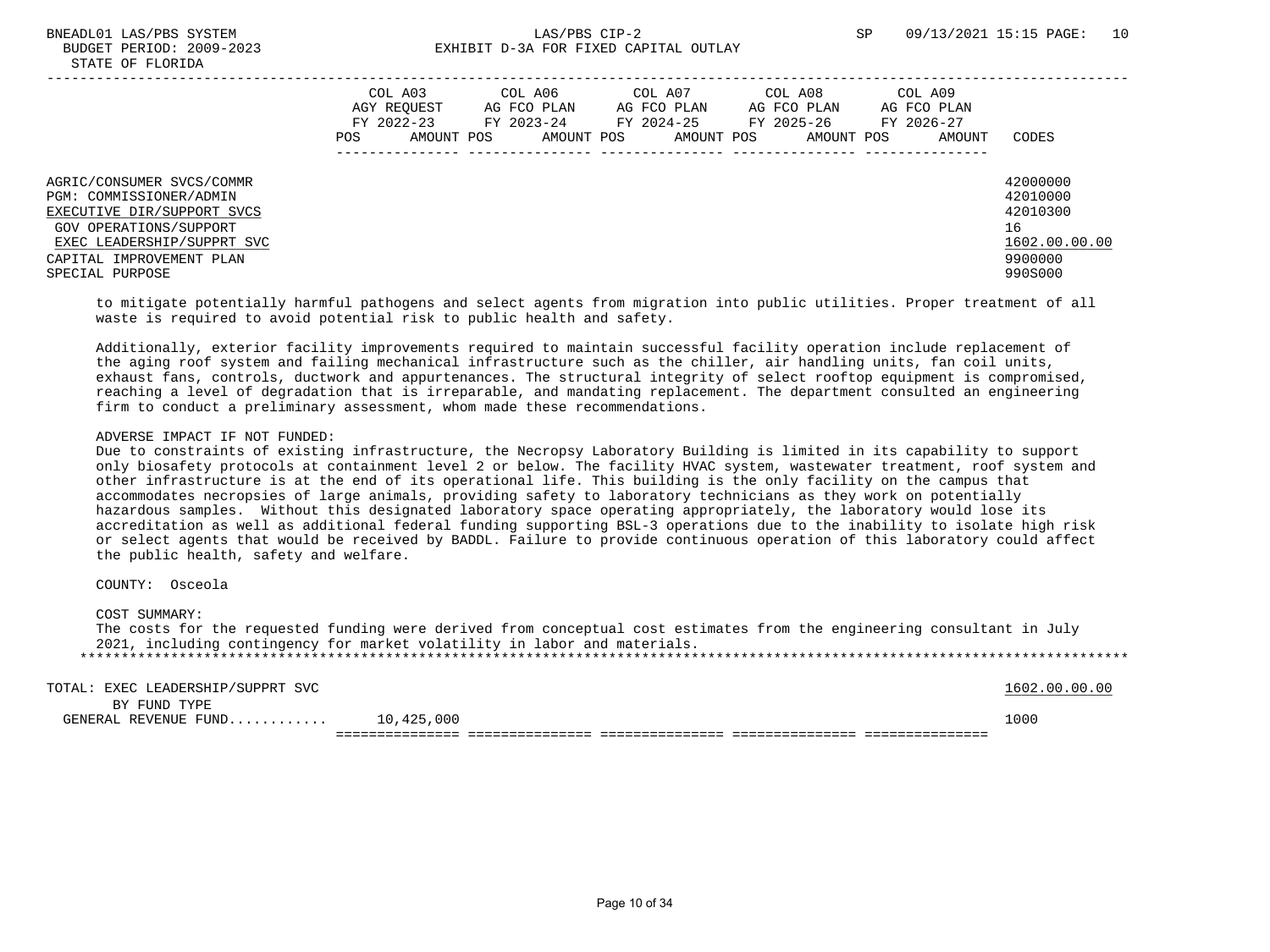| | COL A03 AGY REQUEST FY 2022-23 POS AMOUNT | COL A06 AG FCO PLAN FY 2023-24 POS AMOUNT | COL A07 AG FCO PLAN FY 2024-25 POS AMOUNT | COL A08 AG FCO PLAN FY 2025-26 POS AMOUNT | COL A09 AG FCO PLAN FY 2026-27 POS AMOUNT | CODES |
|---|---|---|---|---|---|---|
| AGRIC/CONSUMER SVCS/COMMR | | | | | | 42000000 |
| PGM: COMMISSIONER/ADMIN | | | | | | 42010000 |
| EXECUTIVE DIR/SUPPORT SVCS | | | | | | 42010300 |
| GOV OPERATIONS/SUPPORT | | | | | | 16 |
| EXEC LEADERSHIP/SUPPRT SVC | | | | | | 1602.00.00.00 |
| CAPITAL IMPROVEMENT PLAN | | | | | | 9900000 |
| SPECIAL PURPOSE | | | | | | 990S000 |

to mitigate potentially harmful pathogens and select agents from migration into public utilities. Proper treatment of all waste is required to avoid potential risk to public health and safety.

Additionally, exterior facility improvements required to maintain successful facility operation include replacement of the aging roof system and failing mechanical infrastructure such as the chiller, air handling units, fan coil units, exhaust fans, controls, ductwork and appurtenances. The structural integrity of select rooftop equipment is compromised, reaching a level of degradation that is irreparable, and mandating replacement. The department consulted an engineering firm to conduct a preliminary assessment, whom made these recommendations.

ADVERSE IMPACT IF NOT FUNDED:
Due to constraints of existing infrastructure, the Necropsy Laboratory Building is limited in its capability to support only biosafety protocols at containment level 2 or below. The facility HVAC system, wastewater treatment, roof system and other infrastructure is at the end of its operational life. This building is the only facility on the campus that accommodates necropsies of large animals, providing safety to laboratory technicians as they work on potentially hazardous samples. Without this designated laboratory space operating appropriately, the laboratory would lose its accreditation as well as additional federal funding supporting BSL-3 operations due to the inability to isolate high risk or select agents that would be received by BADDL. Failure to provide continuous operation of this laboratory could affect the public health, safety and welfare.

COUNTY: Osceola

COST SUMMARY:
The costs for the requested funding were derived from conceptual cost estimates from the engineering consultant in July 2021, including contingency for market volatility in labor and materials.

| | COL A03 | COL A06 | COL A07 | COL A08 | COL A09 | CODES |
|---|---|---|---|---|---|---|
| TOTAL: EXEC LEADERSHIP/SUPPRT SVC | | | | | | 1602.00.00.00 |
| BY FUND TYPE | | | | | | |
| GENERAL REVENUE FUND............ | 10,425,000 | | | | | 1000 |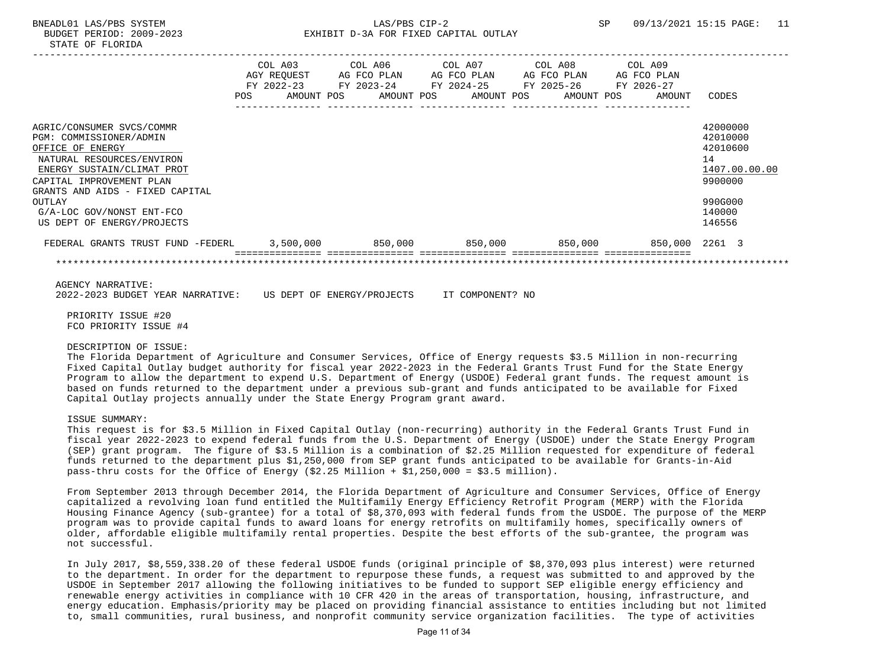BNEADL01 LAS/PBS SYSTEM — LAS/PBS CIP-2 — SP 09/13/2021 15:15 PAGE: 11
BUDGET PERIOD: 2009-2023
STATE OF FLORIDA

EXHIBIT D-3A FOR FIXED CAPITAL OUTLAY

| | COL A03 AGY REQUEST FY 2022-23 POS AMOUNT | COL A06 AG FCO PLAN FY 2023-24 POS AMOUNT | COL A07 AG FCO PLAN FY 2024-25 POS AMOUNT | COL A08 AG FCO PLAN FY 2025-26 POS AMOUNT | COL A09 AG FCO PLAN FY 2026-27 POS AMOUNT | CODES |
|---|---|---|---|---|---|---|
| AGRIC/CONSUMER SVCS/COMMR | | | | | | 42000000 |
| PGM: COMMISSIONER/ADMIN | | | | | | 42010000 |
| OFFICE OF ENERGY | | | | | | 42010600 |
| NATURAL RESOURCES/ENVIRON | | | | | | 14 |
| ENERGY SUSTAIN/CLIMAT PROT | | | | | | 1407.00.00.00 |
| CAPITAL IMPROVEMENT PLAN | | | | | | 9900000 |
| GRANTS AND AIDS - FIXED CAPITAL OUTLAY | | | | | | 990G000 |
| G/A-LOC GOV/NONST ENT-FCO | | | | | | 140000 |
| US DEPT OF ENERGY/PROJECTS | | | | | | 146556 |
| FEDERAL GRANTS TRUST FUND -FEDERL | 3,500,000 | 850,000 | 850,000 | 850,000 | 850,000 | 2261 3 |

AGENCY NARRATIVE:
2022-2023 BUDGET YEAR NARRATIVE: US DEPT OF ENERGY/PROJECTS IT COMPONENT? NO

PRIORITY ISSUE #20
FCO PRIORITY ISSUE #4

DESCRIPTION OF ISSUE:
The Florida Department of Agriculture and Consumer Services, Office of Energy requests $3.5 Million in non-recurring Fixed Capital Outlay budget authority for fiscal year 2022-2023 in the Federal Grants Trust Fund for the State Energy Program to allow the department to expend U.S. Department of Energy (USDOE) Federal grant funds. The request amount is based on funds returned to the department under a previous sub-grant and funds anticipated to be available for Fixed Capital Outlay projects annually under the State Energy Program grant award.

ISSUE SUMMARY:
This request is for $3.5 Million in Fixed Capital Outlay (non-recurring) authority in the Federal Grants Trust Fund in fiscal year 2022-2023 to expend federal funds from the U.S. Department of Energy (USDOE) under the State Energy Program (SEP) grant program. The figure of $3.5 Million is a combination of $2.25 Million requested for expenditure of federal funds returned to the department plus $1,250,000 from SEP grant funds anticipated to be available for Grants-in-Aid pass-thru costs for the Office of Energy ($2.25 Million + $1,250,000 = $3.5 million).

From September 2013 through December 2014, the Florida Department of Agriculture and Consumer Services, Office of Energy capitalized a revolving loan fund entitled the Multifamily Energy Efficiency Retrofit Program (MERP) with the Florida Housing Finance Agency (sub-grantee) for a total of $8,370,093 with federal funds from the USDOE. The purpose of the MERP program was to provide capital funds to award loans for energy retrofits on multifamily homes, specifically owners of older, affordable eligible multifamily rental properties. Despite the best efforts of the sub-grantee, the program was not successful.

In July 2017, $8,559,338.20 of these federal USDOE funds (original principle of $8,370,093 plus interest) were returned to the department. In order for the department to repurpose these funds, a request was submitted to and approved by the USDOE in September 2017 allowing the following initiatives to be funded to support SEP eligible energy efficiency and renewable energy activities in compliance with 10 CFR 420 in the areas of transportation, housing, infrastructure, and energy education. Emphasis/priority may be placed on providing financial assistance to entities including but not limited to, small communities, rural business, and nonprofit community service organization facilities. The type of activities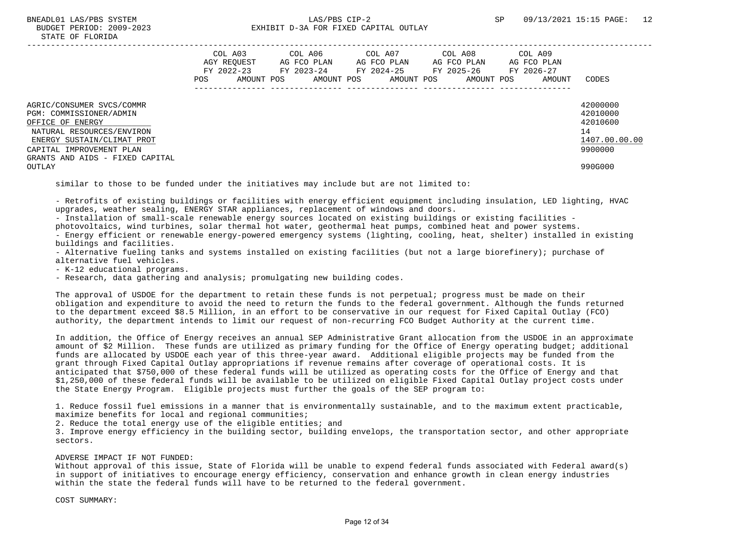| | COL A03 AGY REQUEST FY 2022-23 | | COL A06 AG FCO PLAN FY 2023-24 | | COL A07 AG FCO PLAN FY 2024-25 | | COL A08 AG FCO PLAN FY 2025-26 | | COL A09 AG FCO PLAN FY 2026-27 | | |
|---|---|---|---|---|---|---|---|---|---|---|---|
| | POS | AMOUNT | POS | AMOUNT | POS | AMOUNT | POS | AMOUNT | POS | AMOUNT | CODES |
| AGRIC/CONSUMER SVCS/COMMR | | | | | | | | | | | 42000000 |
| PGM: COMMISSIONER/ADMIN | | | | | | | | | | | 42010000 |
| OFFICE OF ENERGY | | | | | | | | | | | 42010600 |
| NATURAL RESOURCES/ENVIRON | | | | | | | | | | | 14 |
| ENERGY SUSTAIN/CLIMAT PROT | | | | | | | | | | | 1407.00.00.00 |
| CAPITAL IMPROVEMENT PLAN | | | | | | | | | | | 9900000 |
| GRANTS AND AIDS - FIXED CAPITAL OUTLAY | | | | | | | | | | | 990G000 |

similar to those to be funded under the initiatives may include but are not limited to:

- Retrofits of existing buildings or facilities with energy efficient equipment including insulation, LED lighting, HVAC upgrades, weather sealing, ENERGY STAR appliances, replacement of windows and doors.
- Installation of small-scale renewable energy sources located on existing buildings or existing facilities - photovoltaics, wind turbines, solar thermal hot water, geothermal heat pumps, combined heat and power systems.
- Energy efficient or renewable energy-powered emergency systems (lighting, cooling, heat, shelter) installed in existing buildings and facilities.
- Alternative fueling tanks and systems installed on existing facilities (but not a large biorefinery); purchase of alternative fuel vehicles.
- K-12 educational programs.
- Research, data gathering and analysis; promulgating new building codes.

The approval of USDOE for the department to retain these funds is not perpetual; progress must be made on their obligation and expenditure to avoid the need to return the funds to the federal government. Although the funds returned to the department exceed $8.5 Million, in an effort to be conservative in our request for Fixed Capital Outlay (FCO) authority, the department intends to limit our request of non-recurring FCO Budget Authority at the current time.

In addition, the Office of Energy receives an annual SEP Administrative Grant allocation from the USDOE in an approximate amount of $2 Million. These funds are utilized as primary funding for the Office of Energy operating budget; additional funds are allocated by USDOE each year of this three-year award. Additional eligible projects may be funded from the grant through Fixed Capital Outlay appropriations if revenue remains after coverage of operational costs. It is anticipated that $750,000 of these federal funds will be utilized as operating costs for the Office of Energy and that $1,250,000 of these federal funds will be available to be utilized on eligible Fixed Capital Outlay project costs under the State Energy Program. Eligible projects must further the goals of the SEP program to:

1. Reduce fossil fuel emissions in a manner that is environmentally sustainable, and to the maximum extent practicable, maximize benefits for local and regional communities;
2. Reduce the total energy use of the eligible entities; and
3. Improve energy efficiency in the building sector, building envelops, the transportation sector, and other appropriate sectors.

ADVERSE IMPACT IF NOT FUNDED:
Without approval of this issue, State of Florida will be unable to expend federal funds associated with Federal award(s) in support of initiatives to encourage energy efficiency, conservation and enhance growth in clean energy industries within the state the federal funds will have to be returned to the federal government.

COST SUMMARY: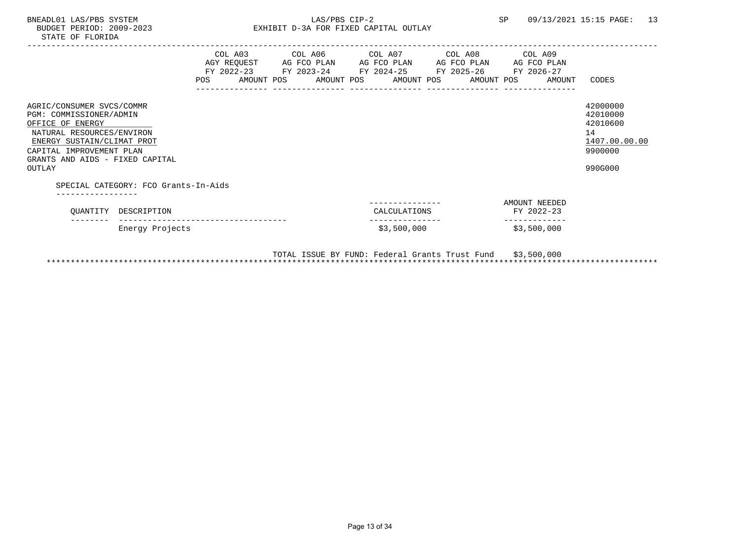BNEADL01 LAS/PBS SYSTEM
BUDGET PERIOD: 2009-2023
STATE OF FLORIDA

LAS/PBS CIP-2
EXHIBIT D-3A FOR FIXED CAPITAL OUTLAY

SP 09/13/2021 15:15

| | COL A03 AGY REQUEST FY 2022-23 POS AMOUNT | COL A06 AG FCO PLAN FY 2023-24 POS AMOUNT | COL A07 AG FCO PLAN FY 2024-25 POS AMOUNT | COL A08 AG FCO PLAN FY 2025-26 POS AMOUNT | COL A09 AG FCO PLAN FY 2026-27 POS AMOUNT | CODES |
|---|---|---|---|---|---|---|
| AGRIC/CONSUMER SVCS/COMMR | | | | | | 42000000 |
| PGM: COMMISSIONER/ADMIN | | | | | | 42010000 |
| OFFICE OF ENERGY | | | | | | 42010600 |
| NATURAL RESOURCES/ENVIRON | | | | | | 14 |
| ENERGY SUSTAIN/CLIMAT PROT | | | | | | 1407.00.00.00 |
| CAPITAL IMPROVEMENT PLAN | | | | | | 9900000 |
| GRANTS AND AIDS - FIXED CAPITAL OUTLAY | | | | | | 990G000 |

SPECIAL CATEGORY: FCO Grants-In-Aids

| QUANTITY | DESCRIPTION | CALCULATIONS | AMOUNT NEEDED FY 2022-23 |
|---|---|---|---|
| | Energy Projects | $3,500,000 | $3,500,000 |

TOTAL ISSUE BY FUND: Federal Grants Trust Fund $3,500,000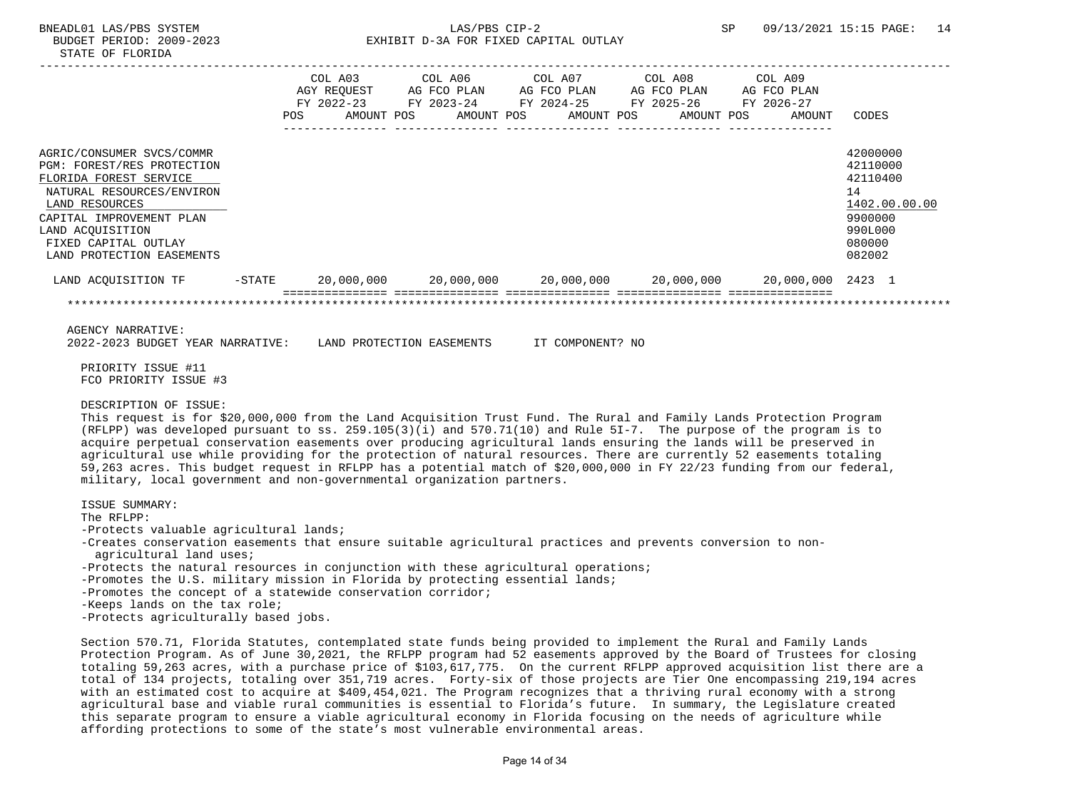BNEADL01 LAS/PBS SYSTEM LAS/PBS CIP-2 SP 09/13/2021 15:15 PAGE: 14
BUDGET PERIOD: 2009-2023 EXHIBIT D-3A FOR FIXED CAPITAL OUTLAY
STATE OF FLORIDA

| | | COL A03 AGY REQUEST FY 2022-23 POS AMOUNT | COL A06 AG FCO PLAN FY 2023-24 POS AMOUNT | COL A07 AG FCO PLAN FY 2024-25 POS AMOUNT | COL A08 AG FCO PLAN FY 2025-26 POS AMOUNT | COL A09 AG FCO PLAN FY 2026-27 POS AMOUNT | CODES |
|---|---|---|---|---|---|---|---|
| AGRIC/CONSUMER SVCS/COMMR | | | | | | | 42000000 |
| PGM: FOREST/RES PROTECTION | | | | | | | 42110000 |
| FLORIDA FOREST SERVICE | | | | | | | 42110400 |
| NATURAL RESOURCES/ENVIRON | | | | | | | 14 |
| LAND RESOURCES | | | | | | | 1402.00.00.00 |
| CAPITAL IMPROVEMENT PLAN | | | | | | | 9900000 |
| LAND ACQUISITION | | | | | | | 990L000 |
| FIXED CAPITAL OUTLAY | | | | | | | 080000 |
| LAND PROTECTION EASEMENTS | | | | | | | 082002 |
| LAND ACQUISITION TF | -STATE | 20,000,000 | 20,000,000 | 20,000,000 | 20,000,000 | 20,000,000 | 2423 1 |

AGENCY NARRATIVE:
2022-2023 BUDGET YEAR NARRATIVE: LAND PROTECTION EASEMENTS IT COMPONENT? NO

PRIORITY ISSUE #11
FCO PRIORITY ISSUE #3

DESCRIPTION OF ISSUE:
This request is for $20,000,000 from the Land Acquisition Trust Fund. The Rural and Family Lands Protection Program (RFLPP) was developed pursuant to ss. 259.105(3)(i) and 570.71(10) and Rule 5I-7. The purpose of the program is to acquire perpetual conservation easements over producing agricultural lands ensuring the lands will be preserved in agricultural use while providing for the protection of natural resources. There are currently 52 easements totaling 59,263 acres. This budget request in RFLPP has a potential match of $20,000,000 in FY 22/23 funding from our federal, military, local government and non-governmental organization partners.

ISSUE SUMMARY:
The RFLPP:
-Protects valuable agricultural lands;
-Creates conservation easements that ensure suitable agricultural practices and prevents conversion to non-agricultural land uses;
-Protects the natural resources in conjunction with these agricultural operations;
-Promotes the U.S. military mission in Florida by protecting essential lands;
-Promotes the concept of a statewide conservation corridor;
-Keeps lands on the tax role;
-Protects agriculturally based jobs.

Section 570.71, Florida Statutes, contemplated state funds being provided to implement the Rural and Family Lands Protection Program. As of June 30,2021, the RFLPP program had 52 easements approved by the Board of Trustees for closing totaling 59,263 acres, with a purchase price of $103,617,775. On the current RFLPP approved acquisition list there are a total of 134 projects, totaling over 351,719 acres. Forty-six of those projects are Tier One encompassing 219,194 acres with an estimated cost to acquire at $409,454,021. The Program recognizes that a thriving rural economy with a strong agricultural base and viable rural communities is essential to Florida's future. In summary, the Legislature created this separate program to ensure a viable agricultural economy in Florida focusing on the needs of agriculture while affording protections to some of the state's most vulnerable environmental areas.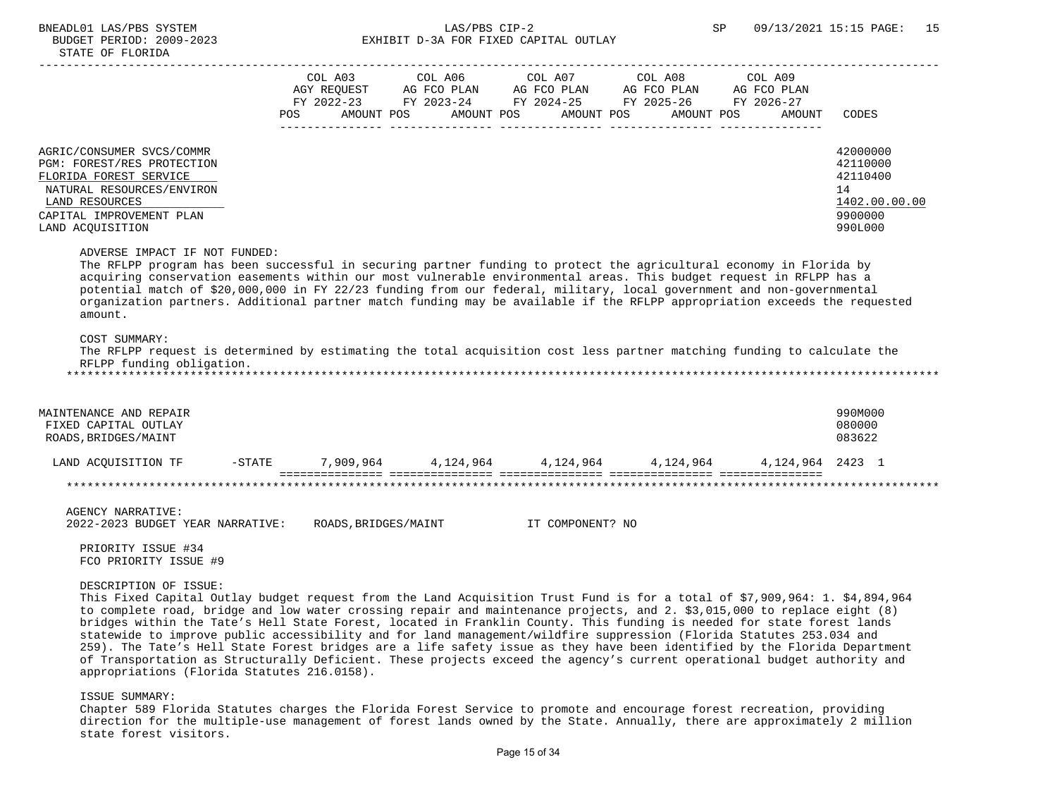| | | COL A03 AGY REQUEST FY 2022-23 | | COL A06 AG FCO PLAN FY 2023-24 | | COL A07 AG FCO PLAN FY 2024-25 | | COL A08 AG FCO PLAN FY 2025-26 | | COL A09 AG FCO PLAN FY 2026-27 | |
|---|---|---|---|---|---|---|---|---|---|---|---|
| | POS | AMOUNT | POS | AMOUNT | POS | AMOUNT | POS | AMOUNT | POS | AMOUNT | CODES |

AGRIC/CONSUMER SVCS/COMMR — 42000000
PGM: FOREST/RES PROTECTION — 42110000
FLORIDA FOREST SERVICE — 42110400
NATURAL RESOURCES/ENVIRON — 14
LAND RESOURCES — 1402.00.00.00
CAPITAL IMPROVEMENT PLAN — 9900000
LAND ACQUISITION — 990L000

ADVERSE IMPACT IF NOT FUNDED:
The RFLPP program has been successful in securing partner funding to protect the agricultural economy in Florida by acquiring conservation easements within our most vulnerable environmental areas. This budget request in RFLPP has a potential match of $20,000,000 in FY 22/23 funding from our federal, military, local government and non-governmental organization partners. Additional partner match funding may be available if the RFLPP appropriation exceeds the requested amount.

COST SUMMARY:
The RFLPP request is determined by estimating the total acquisition cost less partner matching funding to calculate the RFLPP funding obligation.

MAINTENANCE AND REPAIR — 990M000
FIXED CAPITAL OUTLAY — 080000
ROADS,BRIDGES/MAINT — 083622

| | | COL A03 | COL A06 | COL A07 | COL A08 | COL A09 | CODES |
|---|---|---|---|---|---|---|---|
| LAND ACQUISITION TF | -STATE | 7,909,964 | 4,124,964 | 4,124,964 | 4,124,964 | 4,124,964 | 2423 1 |

AGENCY NARRATIVE:
2022-2023 BUDGET YEAR NARRATIVE: ROADS,BRIDGES/MAINT IT COMPONENT? NO

PRIORITY ISSUE #34
FCO PRIORITY ISSUE #9

DESCRIPTION OF ISSUE:
This Fixed Capital Outlay budget request from the Land Acquisition Trust Fund is for a total of $7,909,964: 1. $4,894,964 to complete road, bridge and low water crossing repair and maintenance projects, and 2. $3,015,000 to replace eight (8) bridges within the Tate's Hell State Forest, located in Franklin County. This funding is needed for state forest lands statewide to improve public accessibility and for land management/wildfire suppression (Florida Statutes 253.034 and 259). The Tate's Hell State Forest bridges are a life safety issue as they have been identified by the Florida Department of Transportation as Structurally Deficient. These projects exceed the agency's current operational budget authority and appropriations (Florida Statutes 216.0158).

ISSUE SUMMARY:
Chapter 589 Florida Statutes charges the Florida Forest Service to promote and encourage forest recreation, providing direction for the multiple-use management of forest lands owned by the State. Annually, there are approximately 2 million state forest visitors.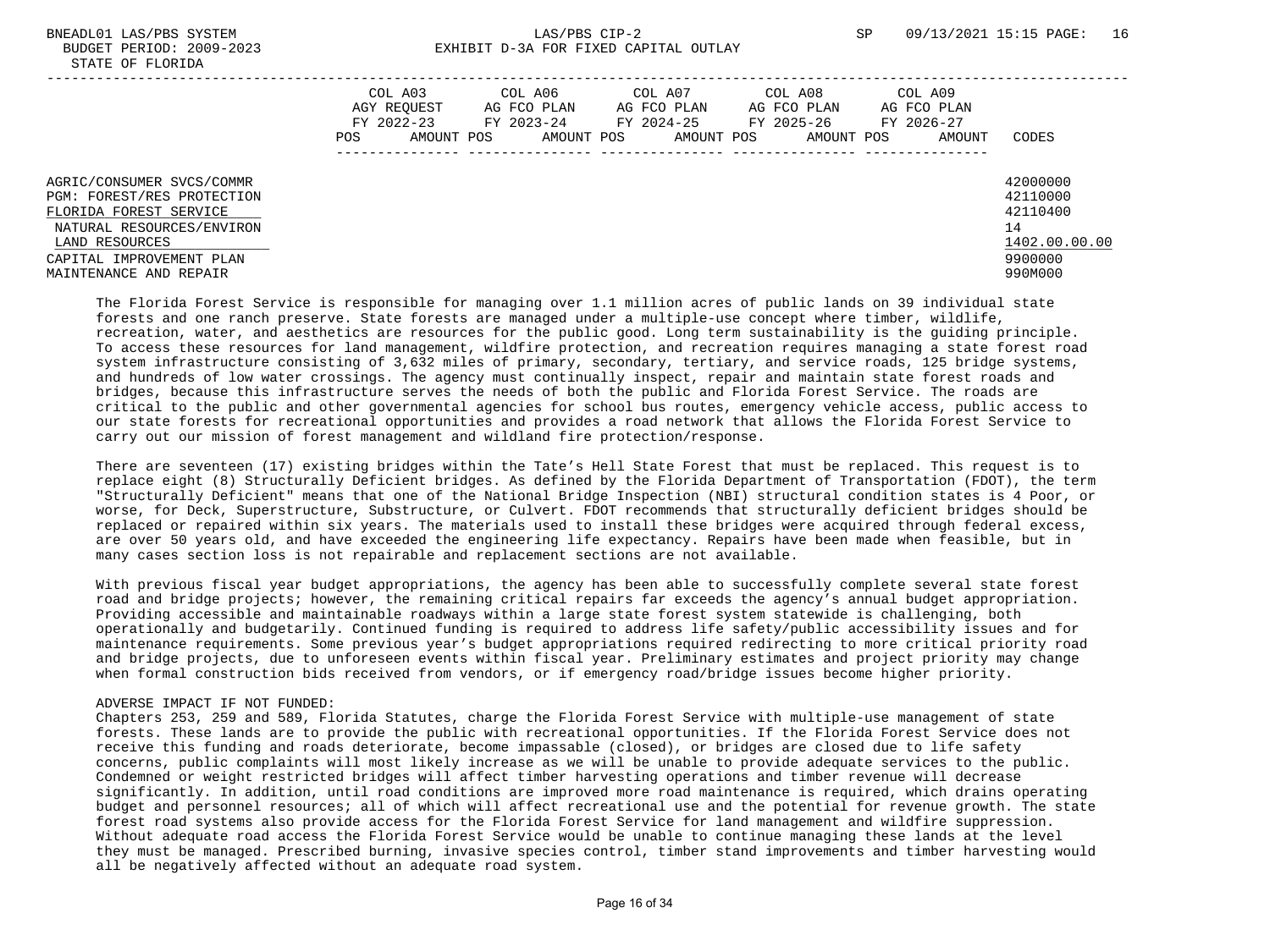BNEADL01 LAS/PBS SYSTEM LAS/PBS CIP-2 SP 09/13/2021 15:15
BUDGET PERIOD: 2009-2023 EXHIBIT D-3A FOR FIXED CAPITAL OUTLAY
STATE OF FLORIDA

| | COL A03 AGY REQUEST FY 2022-23 | | COL A06 AG FCO PLAN FY 2023-24 | | COL A07 AG FCO PLAN FY 2024-25 | | COL A08 AG FCO PLAN FY 2025-26 | | COL A09 AG FCO PLAN FY 2026-27 | | |
|---|---|---|---|---|---|---|---|---|---|---|---|
| | POS | AMOUNT | POS | AMOUNT | POS | AMOUNT | POS | AMOUNT | POS | AMOUNT | CODES |
| AGRIC/CONSUMER SVCS/COMMR | | | | | | | | | | | 42000000 |
| PGM: FOREST/RES PROTECTION | | | | | | | | | | | 42110000 |
| FLORIDA FOREST SERVICE | | | | | | | | | | | 42110400 |
| NATURAL RESOURCES/ENVIRON | | | | | | | | | | | 14 |
| LAND RESOURCES | | | | | | | | | | | 1402.00.00.00 |
| CAPITAL IMPROVEMENT PLAN | | | | | | | | | | | 9900000 |
| MAINTENANCE AND REPAIR | | | | | | | | | | | 990M000 |

The Florida Forest Service is responsible for managing over 1.1 million acres of public lands on 39 individual state forests and one ranch preserve. State forests are managed under a multiple-use concept where timber, wildlife, recreation, water, and aesthetics are resources for the public good. Long term sustainability is the guiding principle. To access these resources for land management, wildfire protection, and recreation requires managing a state forest road system infrastructure consisting of 3,632 miles of primary, secondary, tertiary, and service roads, 125 bridge systems, and hundreds of low water crossings. The agency must continually inspect, repair and maintain state forest roads and bridges, because this infrastructure serves the needs of both the public and Florida Forest Service. The roads are critical to the public and other governmental agencies for school bus routes, emergency vehicle access, public access to our state forests for recreational opportunities and provides a road network that allows the Florida Forest Service to carry out our mission of forest management and wildland fire protection/response.

There are seventeen (17) existing bridges within the Tate's Hell State Forest that must be replaced. This request is to replace eight (8) Structurally Deficient bridges. As defined by the Florida Department of Transportation (FDOT), the term "Structurally Deficient" means that one of the National Bridge Inspection (NBI) structural condition states is 4 Poor, or worse, for Deck, Superstructure, Substructure, or Culvert. FDOT recommends that structurally deficient bridges should be replaced or repaired within six years. The materials used to install these bridges were acquired through federal excess, are over 50 years old, and have exceeded the engineering life expectancy. Repairs have been made when feasible, but in many cases section loss is not repairable and replacement sections are not available.

With previous fiscal year budget appropriations, the agency has been able to successfully complete several state forest road and bridge projects; however, the remaining critical repairs far exceeds the agency's annual budget appropriation. Providing accessible and maintainable roadways within a large state forest system statewide is challenging, both operationally and budgetarily. Continued funding is required to address life safety/public accessibility issues and for maintenance requirements. Some previous year's budget appropriations required redirecting to more critical priority road and bridge projects, due to unforeseen events within fiscal year. Preliminary estimates and project priority may change when formal construction bids received from vendors, or if emergency road/bridge issues become higher priority.

ADVERSE IMPACT IF NOT FUNDED:
Chapters 253, 259 and 589, Florida Statutes, charge the Florida Forest Service with multiple-use management of state forests. These lands are to provide the public with recreational opportunities. If the Florida Forest Service does not receive this funding and roads deteriorate, become impassable (closed), or bridges are closed due to life safety concerns, public complaints will most likely increase as we will be unable to provide adequate services to the public. Condemned or weight restricted bridges will affect timber harvesting operations and timber revenue will decrease significantly. In addition, until road conditions are improved more road maintenance is required, which drains operating budget and personnel resources; all of which will affect recreational use and the potential for revenue growth. The state forest road systems also provide access for the Florida Forest Service for land management and wildfire suppression. Without adequate road access the Florida Forest Service would be unable to continue managing these lands at the level they must be managed. Prescribed burning, invasive species control, timber stand improvements and timber harvesting would all be negatively affected without an adequate road system.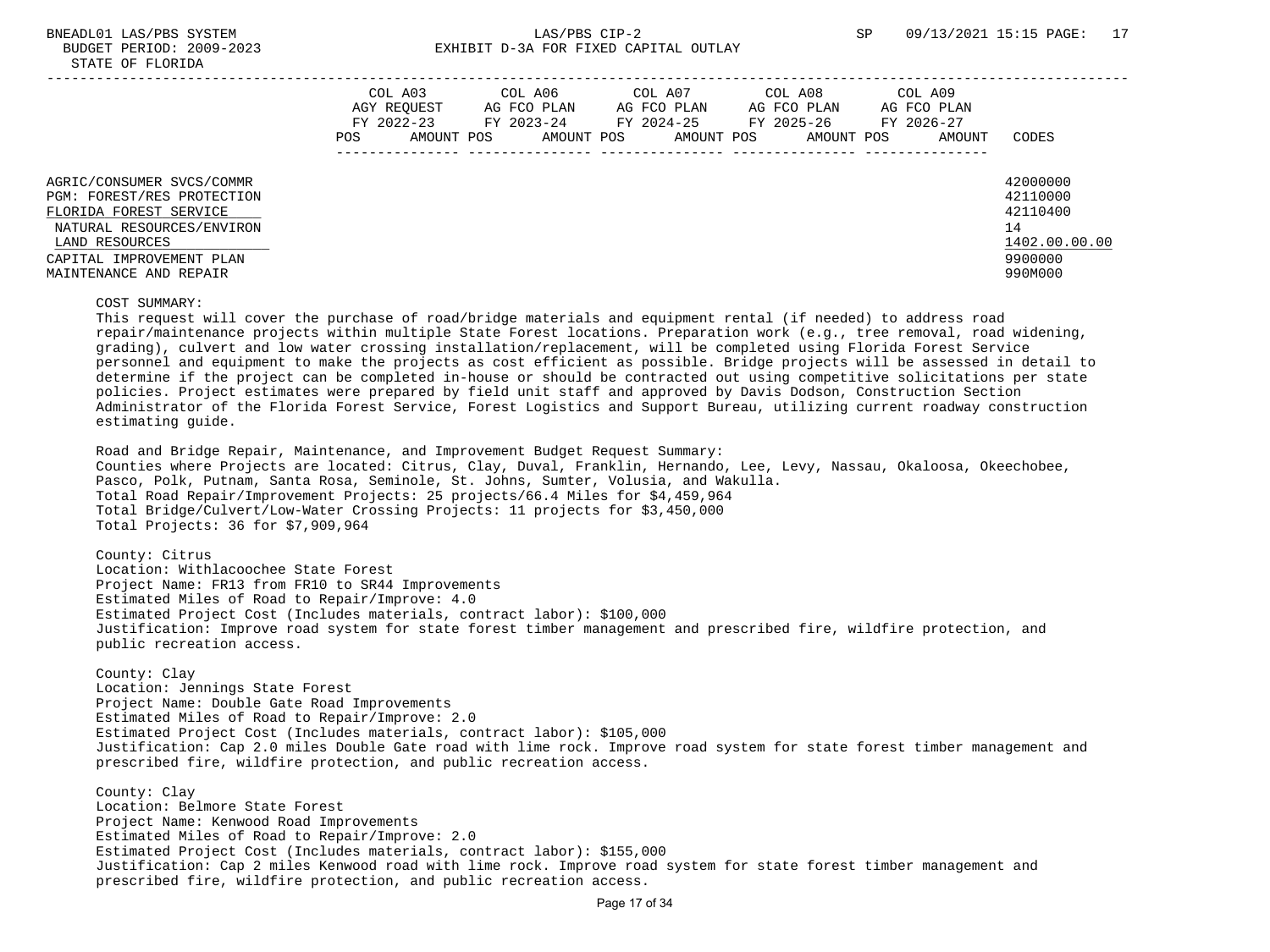BNEADL01 LAS/PBS SYSTEM
BUDGET PERIOD: 2009-2023
STATE OF FLORIDA

LAS/PBS CIP-2
EXHIBIT D-3A FOR FIXED CAPITAL OUTLAY

SP 09/13/2021 15:15 PAGE: 17

| | COL A03 AGY REQUEST FY 2022-23 POS AMOUNT | COL A06 AG FCO PLAN FY 2023-24 POS AMOUNT | COL A07 AG FCO PLAN FY 2024-25 POS AMOUNT | COL A08 AG FCO PLAN FY 2025-26 POS AMOUNT | COL A09 AG FCO PLAN FY 2026-27 POS AMOUNT | CODES |
|---|---|---|---|---|---|---|
| AGRIC/CONSUMER SVCS/COMMR | | | | | | 42000000 |
| PGM: FOREST/RES PROTECTION | | | | | | 42110000 |
| FLORIDA FOREST SERVICE | | | | | | 42110400 |
| NATURAL RESOURCES/ENVIRON | | | | | | 14 |
| LAND RESOURCES | | | | | | 1402.00.00.00 |
| CAPITAL IMPROVEMENT PLAN | | | | | | 9900000 |
| MAINTENANCE AND REPAIR | | | | | | 990M000 |

COST SUMMARY:
This request will cover the purchase of road/bridge materials and equipment rental (if needed) to address road repair/maintenance projects within multiple State Forest locations. Preparation work (e.g., tree removal, road widening, grading), culvert and low water crossing installation/replacement, will be completed using Florida Forest Service personnel and equipment to make the projects as cost efficient as possible. Bridge projects will be assessed in detail to determine if the project can be completed in-house or should be contracted out using competitive solicitations per state policies. Project estimates were prepared by field unit staff and approved by Davis Dodson, Construction Section Administrator of the Florida Forest Service, Forest Logistics and Support Bureau, utilizing current roadway construction estimating guide.

Road and Bridge Repair, Maintenance, and Improvement Budget Request Summary:
Counties where Projects are located: Citrus, Clay, Duval, Franklin, Hernando, Lee, Levy, Nassau, Okaloosa, Okeechobee, Pasco, Polk, Putnam, Santa Rosa, Seminole, St. Johns, Sumter, Volusia, and Wakulla.
Total Road Repair/Improvement Projects: 25 projects/66.4 Miles for $4,459,964
Total Bridge/Culvert/Low-Water Crossing Projects: 11 projects for $3,450,000
Total Projects: 36 for $7,909,964

County: Citrus
Location: Withlacoochee State Forest
Project Name: FR13 from FR10 to SR44 Improvements
Estimated Miles of Road to Repair/Improve: 4.0
Estimated Project Cost (Includes materials, contract labor): $100,000
Justification: Improve road system for state forest timber management and prescribed fire, wildfire protection, and public recreation access.

County: Clay
Location: Jennings State Forest
Project Name: Double Gate Road Improvements
Estimated Miles of Road to Repair/Improve: 2.0
Estimated Project Cost (Includes materials, contract labor): $105,000
Justification: Cap 2.0 miles Double Gate road with lime rock. Improve road system for state forest timber management and prescribed fire, wildfire protection, and public recreation access.

County: Clay
Location: Belmore State Forest
Project Name: Kenwood Road Improvements
Estimated Miles of Road to Repair/Improve: 2.0
Estimated Project Cost (Includes materials, contract labor): $155,000
Justification: Cap 2 miles Kenwood road with lime rock. Improve road system for state forest timber management and prescribed fire, wildfire protection, and public recreation access.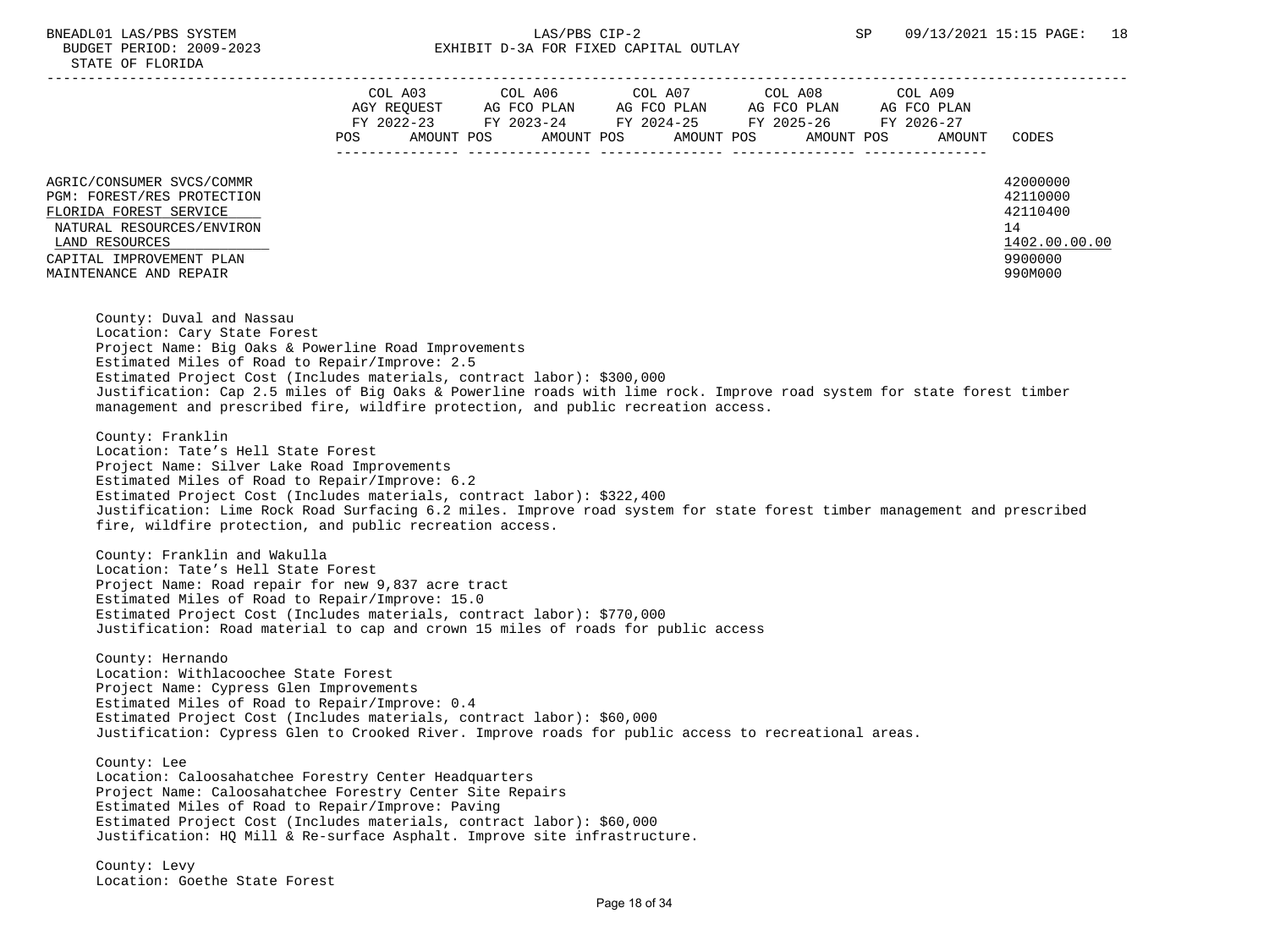BNEADL01 LAS/PBS SYSTEM LAS/PBS CIP-2 SP 09/13/2021 15:15 PAGE: 18
BUDGET PERIOD: 2009-2023 EXHIBIT D-3A FOR FIXED CAPITAL OUTLAY
STATE OF FLORIDA

| | COL A03 AGY REQUEST FY 2022-23 | | COL A06 AG FCO PLAN FY 2023-24 | | COL A07 AG FCO PLAN FY 2024-25 | | COL A08 AG FCO PLAN FY 2025-26 | | COL A09 AG FCO PLAN FY 2026-27 | | |
|---|---|---|---|---|---|---|---|---|---|---|---|
| | POS | AMOUNT | POS | AMOUNT | POS | AMOUNT | POS | AMOUNT | POS | AMOUNT | CODES |
| AGRIC/CONSUMER SVCS/COMMR | | | | | | | | | | | 42000000 |
| PGM: FOREST/RES PROTECTION | | | | | | | | | | | 42110000 |
| FLORIDA FOREST SERVICE | | | | | | | | | | | 42110400 |
| NATURAL RESOURCES/ENVIRON | | | | | | | | | | | 14 |
| LAND RESOURCES | | | | | | | | | | | 1402.00.00.00 |
| CAPITAL IMPROVEMENT PLAN | | | | | | | | | | | 9900000 |
| MAINTENANCE AND REPAIR | | | | | | | | | | | 990M000 |

County: Duval and Nassau
Location: Cary State Forest
Project Name: Big Oaks & Powerline Road Improvements
Estimated Miles of Road to Repair/Improve: 2.5
Estimated Project Cost (Includes materials, contract labor): $300,000
Justification: Cap 2.5 miles of Big Oaks & Powerline roads with lime rock. Improve road system for state forest timber management and prescribed fire, wildfire protection, and public recreation access.

County: Franklin
Location: Tate's Hell State Forest
Project Name: Silver Lake Road Improvements
Estimated Miles of Road to Repair/Improve: 6.2
Estimated Project Cost (Includes materials, contract labor): $322,400
Justification: Lime Rock Road Surfacing 6.2 miles. Improve road system for state forest timber management and prescribed fire, wildfire protection, and public recreation access.

County: Franklin and Wakulla
Location: Tate's Hell State Forest
Project Name: Road repair for new 9,837 acre tract
Estimated Miles of Road to Repair/Improve: 15.0
Estimated Project Cost (Includes materials, contract labor): $770,000
Justification: Road material to cap and crown 15 miles of roads for public access

County: Hernando
Location: Withlacoochee State Forest
Project Name: Cypress Glen Improvements
Estimated Miles of Road to Repair/Improve: 0.4
Estimated Project Cost (Includes materials, contract labor): $60,000
Justification: Cypress Glen to Crooked River. Improve roads for public access to recreational areas.

County: Lee
Location: Caloosahatchee Forestry Center Headquarters
Project Name: Caloosahatchee Forestry Center Site Repairs
Estimated Miles of Road to Repair/Improve: Paving
Estimated Project Cost (Includes materials, contract labor): $60,000
Justification: HQ Mill & Re-surface Asphalt. Improve site infrastructure.

County: Levy
Location: Goethe State Forest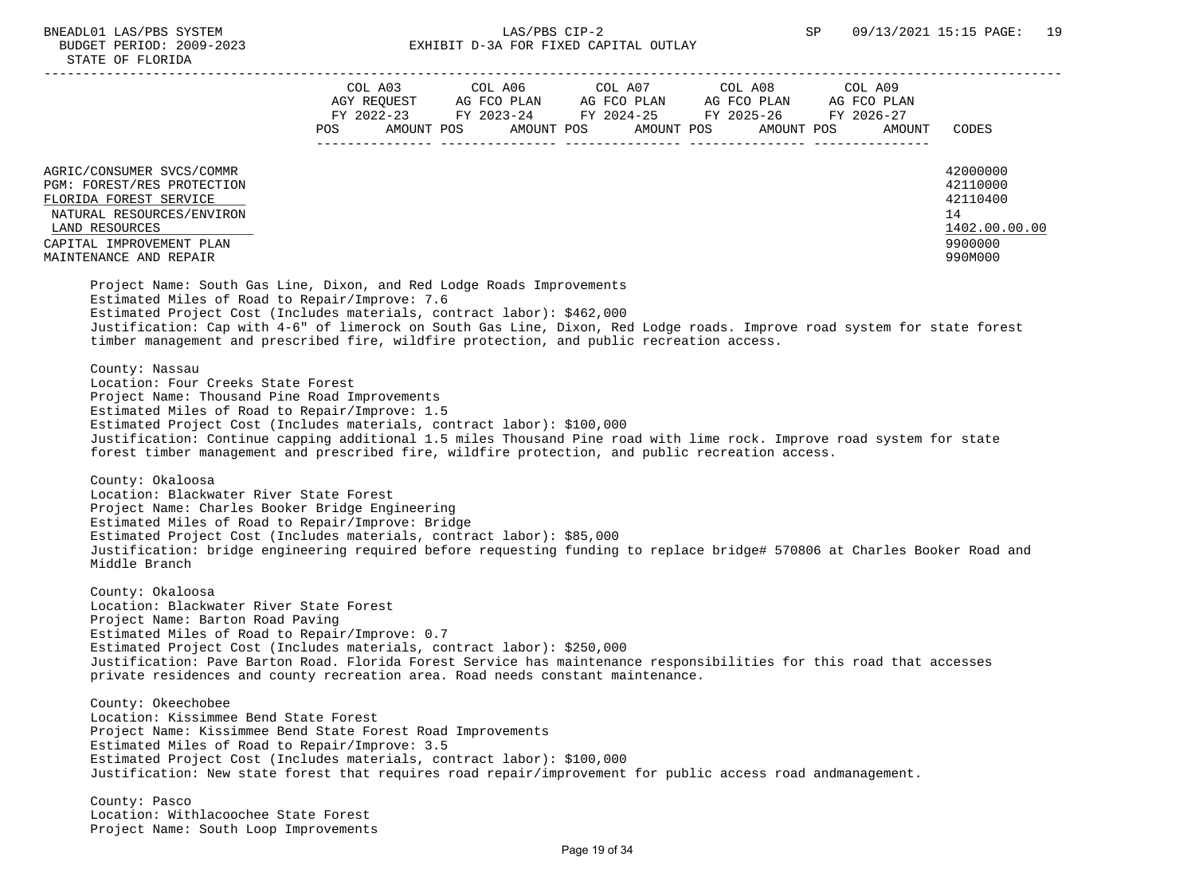| | COL A03 AGY REQUEST FY 2022-23 | | COL A06 AG FCO PLAN FY 2023-24 | | COL A07 AG FCO PLAN FY 2024-25 | | COL A08 AG FCO PLAN FY 2025-26 | | COL A09 AG FCO PLAN FY 2026-27 | | |
|---|---|---|---|---|---|---|---|---|---|---|---|
| | POS | AMOUNT | POS | AMOUNT | POS | AMOUNT | POS | AMOUNT | POS | AMOUNT | CODES |
| AGRIC/CONSUMER SVCS/COMMR | | | | | | | | | | | 42000000 |
| PGM: FOREST/RES PROTECTION | | | | | | | | | | | 42110000 |
| FLORIDA FOREST SERVICE | | | | | | | | | | | 42110400 |
| NATURAL RESOURCES/ENVIRON | | | | | | | | | | | 14 |
| LAND RESOURCES | | | | | | | | | | | 1402.00.00.00 |
| CAPITAL IMPROVEMENT PLAN | | | | | | | | | | | 9900000 |
| MAINTENANCE AND REPAIR | | | | | | | | | | | 990M000 |

Project Name: South Gas Line, Dixon, and Red Lodge Roads Improvements
Estimated Miles of Road to Repair/Improve: 7.6
Estimated Project Cost (Includes materials, contract labor): $462,000
Justification: Cap with 4-6" of limerock on South Gas Line, Dixon, Red Lodge roads. Improve road system for state forest timber management and prescribed fire, wildfire protection, and public recreation access.

County: Nassau
Location: Four Creeks State Forest
Project Name: Thousand Pine Road Improvements
Estimated Miles of Road to Repair/Improve: 1.5
Estimated Project Cost (Includes materials, contract labor): $100,000
Justification: Continue capping additional 1.5 miles Thousand Pine road with lime rock. Improve road system for state forest timber management and prescribed fire, wildfire protection, and public recreation access.

County: Okaloosa
Location: Blackwater River State Forest
Project Name: Charles Booker Bridge Engineering
Estimated Miles of Road to Repair/Improve: Bridge
Estimated Project Cost (Includes materials, contract labor): $85,000
Justification: bridge engineering required before requesting funding to replace bridge# 570806 at Charles Booker Road and Middle Branch

County: Okaloosa
Location: Blackwater River State Forest
Project Name: Barton Road Paving
Estimated Miles of Road to Repair/Improve: 0.7
Estimated Project Cost (Includes materials, contract labor): $250,000
Justification: Pave Barton Road. Florida Forest Service has maintenance responsibilities for this road that accesses private residences and county recreation area. Road needs constant maintenance.

County: Okeechobee
Location: Kissimmee Bend State Forest
Project Name: Kissimmee Bend State Forest Road Improvements
Estimated Miles of Road to Repair/Improve: 3.5
Estimated Project Cost (Includes materials, contract labor): $100,000
Justification: New state forest that requires road repair/improvement for public access road andmanagement.

County: Pasco
Location: Withlacoochee State Forest
Project Name: South Loop Improvements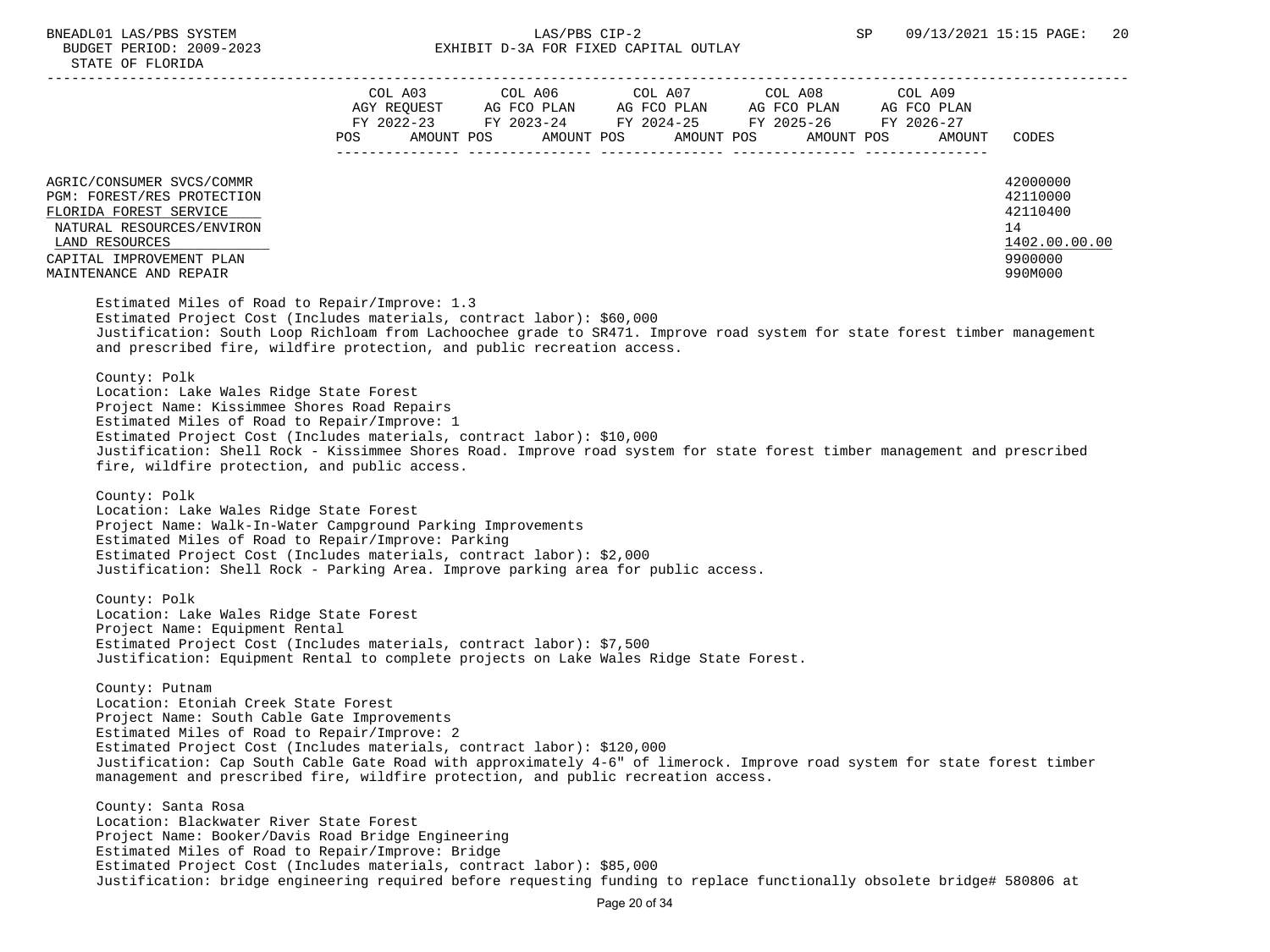| | COL A03 AGY REQUEST FY 2022-23 POS AMOUNT | COL A06 AG FCO PLAN FY 2023-24 POS AMOUNT | COL A07 AG FCO PLAN FY 2024-25 POS AMOUNT | COL A08 AG FCO PLAN FY 2025-26 POS AMOUNT | COL A09 AG FCO PLAN FY 2026-27 POS AMOUNT | CODES |
|---|---|---|---|---|---|---|
| AGRIC/CONSUMER SVCS/COMMR | | | | | | 42000000 |
| PGM: FOREST/RES PROTECTION | | | | | | 42110000 |
| FLORIDA FOREST SERVICE | | | | | | 42110400 |
| NATURAL RESOURCES/ENVIRON | | | | | | 14 |
| LAND RESOURCES | | | | | | 1402.00.00.00 |
| CAPITAL IMPROVEMENT PLAN | | | | | | 9900000 |
| MAINTENANCE AND REPAIR | | | | | | 990M000 |

Estimated Miles of Road to Repair/Improve: 1.3
Estimated Project Cost (Includes materials, contract labor): $60,000
Justification: South Loop Richloam from Lachoochee grade to SR471. Improve road system for state forest timber management and prescribed fire, wildfire protection, and public recreation access.

County: Polk
Location: Lake Wales Ridge State Forest
Project Name: Kissimmee Shores Road Repairs
Estimated Miles of Road to Repair/Improve: 1
Estimated Project Cost (Includes materials, contract labor): $10,000
Justification: Shell Rock - Kissimmee Shores Road. Improve road system for state forest timber management and prescribed fire, wildfire protection, and public access.

County: Polk
Location: Lake Wales Ridge State Forest
Project Name: Walk-In-Water Campground Parking Improvements
Estimated Miles of Road to Repair/Improve: Parking
Estimated Project Cost (Includes materials, contract labor): $2,000
Justification: Shell Rock - Parking Area. Improve parking area for public access.

County: Polk
Location: Lake Wales Ridge State Forest
Project Name: Equipment Rental
Estimated Project Cost (Includes materials, contract labor): $7,500
Justification: Equipment Rental to complete projects on Lake Wales Ridge State Forest.

County: Putnam
Location: Etoniah Creek State Forest
Project Name: South Cable Gate Improvements
Estimated Miles of Road to Repair/Improve: 2
Estimated Project Cost (Includes materials, contract labor): $120,000
Justification: Cap South Cable Gate Road with approximately 4-6" of limerock. Improve road system for state forest timber management and prescribed fire, wildfire protection, and public recreation access.

County: Santa Rosa
Location: Blackwater River State Forest
Project Name: Booker/Davis Road Bridge Engineering
Estimated Miles of Road to Repair/Improve: Bridge
Estimated Project Cost (Includes materials, contract labor): $85,000
Justification: bridge engineering required before requesting funding to replace functionally obsolete bridge# 580806 at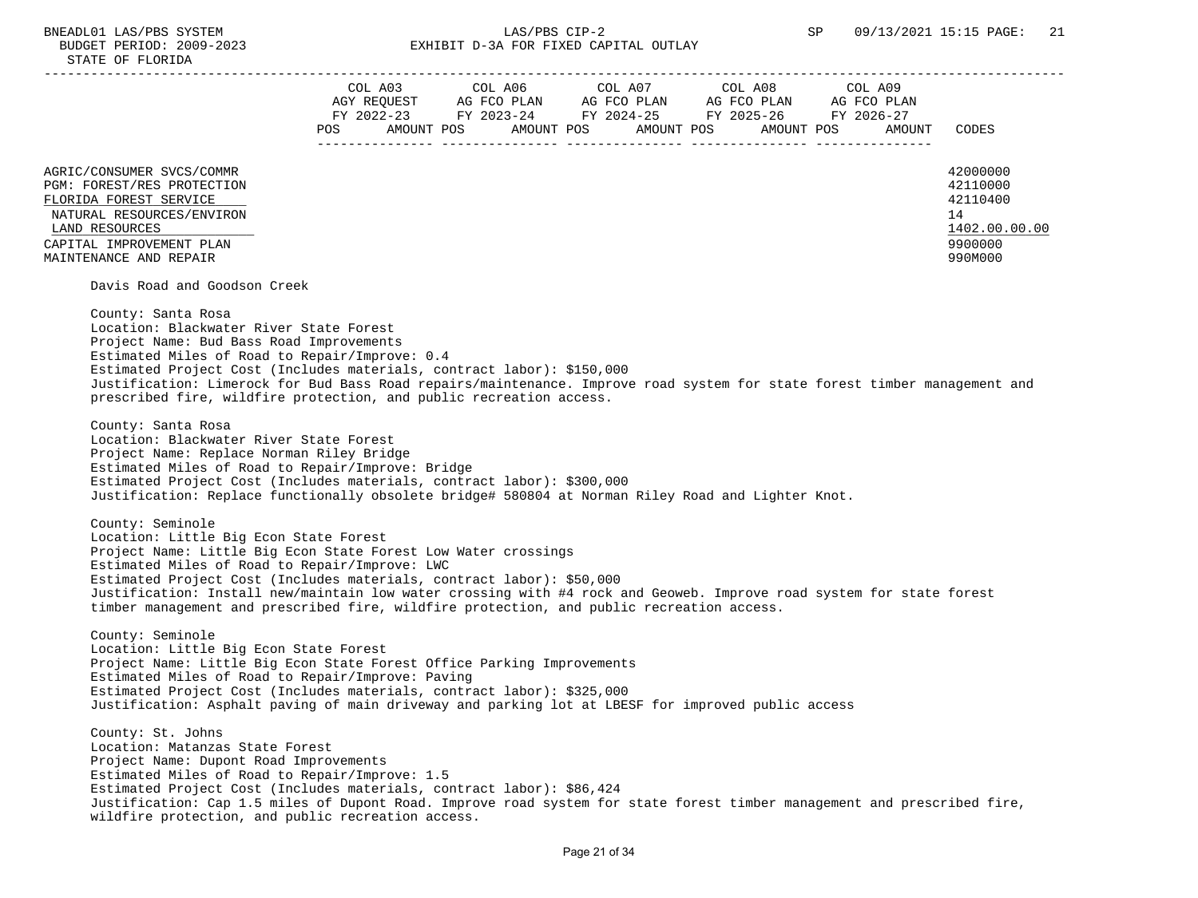|  | COL A03 AGY REQUEST FY 2022-23 POS AMOUNT | COL A06 AG FCO PLAN FY 2023-24 POS AMOUNT | COL A07 AG FCO PLAN FY 2024-25 POS AMOUNT | COL A08 AG FCO PLAN FY 2025-26 POS AMOUNT | COL A09 AG FCO PLAN FY 2026-27 POS AMOUNT | CODES |
|---|---|---|---|---|---|---|
| AGRIC/CONSUMER SVCS/COMMR |  |  |  |  |  | 42000000 |
| PGM: FOREST/RES PROTECTION |  |  |  |  |  | 42110000 |
| FLORIDA FOREST SERVICE |  |  |  |  |  | 42110400 |
| NATURAL RESOURCES/ENVIRON |  |  |  |  |  | 14 |
| LAND RESOURCES |  |  |  |  |  | 1402.00.00.00 |
| CAPITAL IMPROVEMENT PLAN |  |  |  |  |  | 9900000 |
| MAINTENANCE AND REPAIR |  |  |  |  |  | 990M000 |

Davis Road and Goodson Creek

County: Santa Rosa
Location: Blackwater River State Forest
Project Name: Bud Bass Road Improvements
Estimated Miles of Road to Repair/Improve: 0.4
Estimated Project Cost (Includes materials, contract labor): $150,000
Justification: Limerock for Bud Bass Road repairs/maintenance. Improve road system for state forest timber management and prescribed fire, wildfire protection, and public recreation access.

County: Santa Rosa
Location: Blackwater River State Forest
Project Name: Replace Norman Riley Bridge
Estimated Miles of Road to Repair/Improve: Bridge
Estimated Project Cost (Includes materials, contract labor): $300,000
Justification: Replace functionally obsolete bridge# 580804 at Norman Riley Road and Lighter Knot.

County: Seminole
Location: Little Big Econ State Forest
Project Name: Little Big Econ State Forest Low Water crossings
Estimated Miles of Road to Repair/Improve: LWC
Estimated Project Cost (Includes materials, contract labor): $50,000
Justification: Install new/maintain low water crossing with #4 rock and Geoweb. Improve road system for state forest timber management and prescribed fire, wildfire protection, and public recreation access.

County: Seminole
Location: Little Big Econ State Forest
Project Name: Little Big Econ State Forest Office Parking Improvements
Estimated Miles of Road to Repair/Improve: Paving
Estimated Project Cost (Includes materials, contract labor): $325,000
Justification: Asphalt paving of main driveway and parking lot at LBESF for improved public access

County: St. Johns
Location: Matanzas State Forest
Project Name: Dupont Road Improvements
Estimated Miles of Road to Repair/Improve: 1.5
Estimated Project Cost (Includes materials, contract labor): $86,424
Justification: Cap 1.5 miles of Dupont Road. Improve road system for state forest timber management and prescribed fire, wildfire protection, and public recreation access.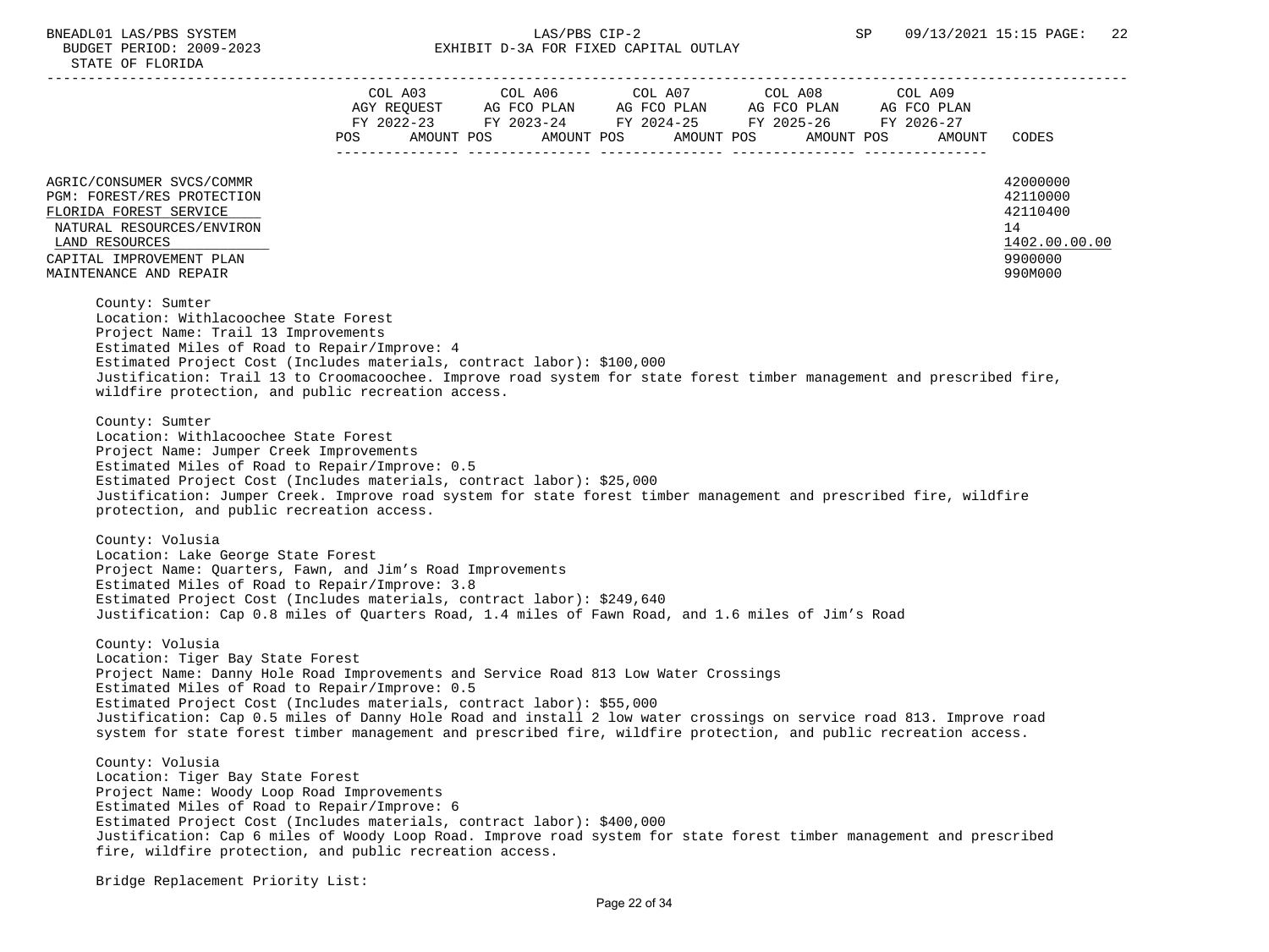| | COL A03 AGY REQUEST FY 2022-23 POS AMOUNT | COL A06 AG FCO PLAN FY 2023-24 POS AMOUNT | COL A07 AG FCO PLAN FY 2024-25 POS AMOUNT | COL A08 AG FCO PLAN FY 2025-26 POS AMOUNT | COL A09 AG FCO PLAN FY 2026-27 POS AMOUNT | CODES |
|---|---|---|---|---|---|---|
| AGRIC/CONSUMER SVCS/COMMR | | | | | | 42000000 |
| PGM: FOREST/RES PROTECTION | | | | | | 42110000 |
| FLORIDA FOREST SERVICE | | | | | | 42110400 |
| NATURAL RESOURCES/ENVIRON | | | | | | 14 |
| LAND RESOURCES | | | | | | 1402.00.00.00 |
| CAPITAL IMPROVEMENT PLAN | | | | | | 9900000 |
| MAINTENANCE AND REPAIR | | | | | | 990M000 |

County: Sumter
Location: Withlacoochee State Forest
Project Name: Trail 13 Improvements
Estimated Miles of Road to Repair/Improve: 4
Estimated Project Cost (Includes materials, contract labor): $100,000
Justification: Trail 13 to Croomacoochee. Improve road system for state forest timber management and prescribed fire, wildfire protection, and public recreation access.

County: Sumter
Location: Withlacoochee State Forest
Project Name: Jumper Creek Improvements
Estimated Miles of Road to Repair/Improve: 0.5
Estimated Project Cost (Includes materials, contract labor): $25,000
Justification: Jumper Creek. Improve road system for state forest timber management and prescribed fire, wildfire protection, and public recreation access.

County: Volusia
Location: Lake George State Forest
Project Name: Quarters, Fawn, and Jim's Road Improvements
Estimated Miles of Road to Repair/Improve: 3.8
Estimated Project Cost (Includes materials, contract labor): $249,640
Justification: Cap 0.8 miles of Quarters Road, 1.4 miles of Fawn Road, and 1.6 miles of Jim's Road

County: Volusia
Location: Tiger Bay State Forest
Project Name: Danny Hole Road Improvements and Service Road 813 Low Water Crossings
Estimated Miles of Road to Repair/Improve: 0.5
Estimated Project Cost (Includes materials, contract labor): $55,000
Justification: Cap 0.5 miles of Danny Hole Road and install 2 low water crossings on service road 813. Improve road system for state forest timber management and prescribed fire, wildfire protection, and public recreation access.

County: Volusia
Location: Tiger Bay State Forest
Project Name: Woody Loop Road Improvements
Estimated Miles of Road to Repair/Improve: 6
Estimated Project Cost (Includes materials, contract labor): $400,000
Justification: Cap 6 miles of Woody Loop Road. Improve road system for state forest timber management and prescribed fire, wildfire protection, and public recreation access.

Bridge Replacement Priority List: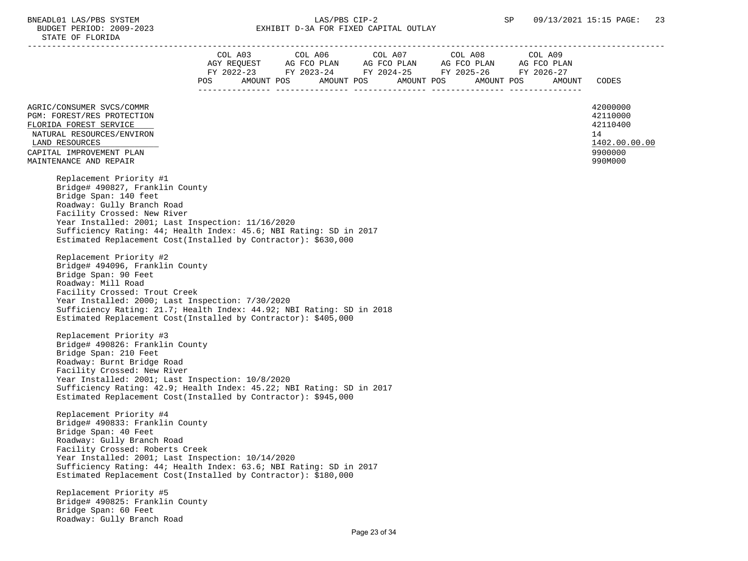|  | COL A03 AGY REQUEST FY 2022-23 POS AMOUNT | COL A06 AG FCO PLAN FY 2023-24 POS AMOUNT | COL A07 AG FCO PLAN FY 2024-25 POS AMOUNT | COL A08 AG FCO PLAN FY 2025-26 POS AMOUNT | COL A09 AG FCO PLAN FY 2026-27 POS AMOUNT | CODES |
|---|---|---|---|---|---|---|
| AGRIC/CONSUMER SVCS/COMMR |  |  |  |  |  | 42000000 |
| PGM: FOREST/RES PROTECTION |  |  |  |  |  | 42110000 |
| FLORIDA FOREST SERVICE |  |  |  |  |  | 42110400 |
| NATURAL RESOURCES/ENVIRON |  |  |  |  |  | 14 |
| LAND RESOURCES |  |  |  |  |  | 1402.00.00.00 |
| CAPITAL IMPROVEMENT PLAN |  |  |  |  |  | 9900000 |
| MAINTENANCE AND REPAIR |  |  |  |  |  | 990M000 |

Replacement Priority #1
Bridge# 490827, Franklin County
Bridge Span: 140 feet
Roadway: Gully Branch Road
Facility Crossed: New River
Year Installed: 2001; Last Inspection: 11/16/2020
Sufficiency Rating: 44; Health Index: 45.6; NBI Rating: SD in 2017
Estimated Replacement Cost(Installed by Contractor): $630,000

Replacement Priority #2
Bridge# 494096, Franklin County
Bridge Span: 90 Feet
Roadway: Mill Road
Facility Crossed: Trout Creek
Year Installed: 2000; Last Inspection: 7/30/2020
Sufficiency Rating: 21.7; Health Index: 44.92; NBI Rating: SD in 2018
Estimated Replacement Cost(Installed by Contractor): $405,000

Replacement Priority #3
Bridge# 490826: Franklin County
Bridge Span: 210 Feet
Roadway: Burnt Bridge Road
Facility Crossed: New River
Year Installed: 2001; Last Inspection: 10/8/2020
Sufficiency Rating: 42.9; Health Index: 45.22; NBI Rating: SD in 2017
Estimated Replacement Cost(Installed by Contractor): $945,000

Replacement Priority #4
Bridge# 490833: Franklin County
Bridge Span: 40 Feet
Roadway: Gully Branch Road
Facility Crossed: Roberts Creek
Year Installed: 2001; Last Inspection: 10/14/2020
Sufficiency Rating: 44; Health Index: 63.6; NBI Rating: SD in 2017
Estimated Replacement Cost(Installed by Contractor): $180,000

Replacement Priority #5
Bridge# 490825: Franklin County
Bridge Span: 60 Feet
Roadway: Gully Branch Road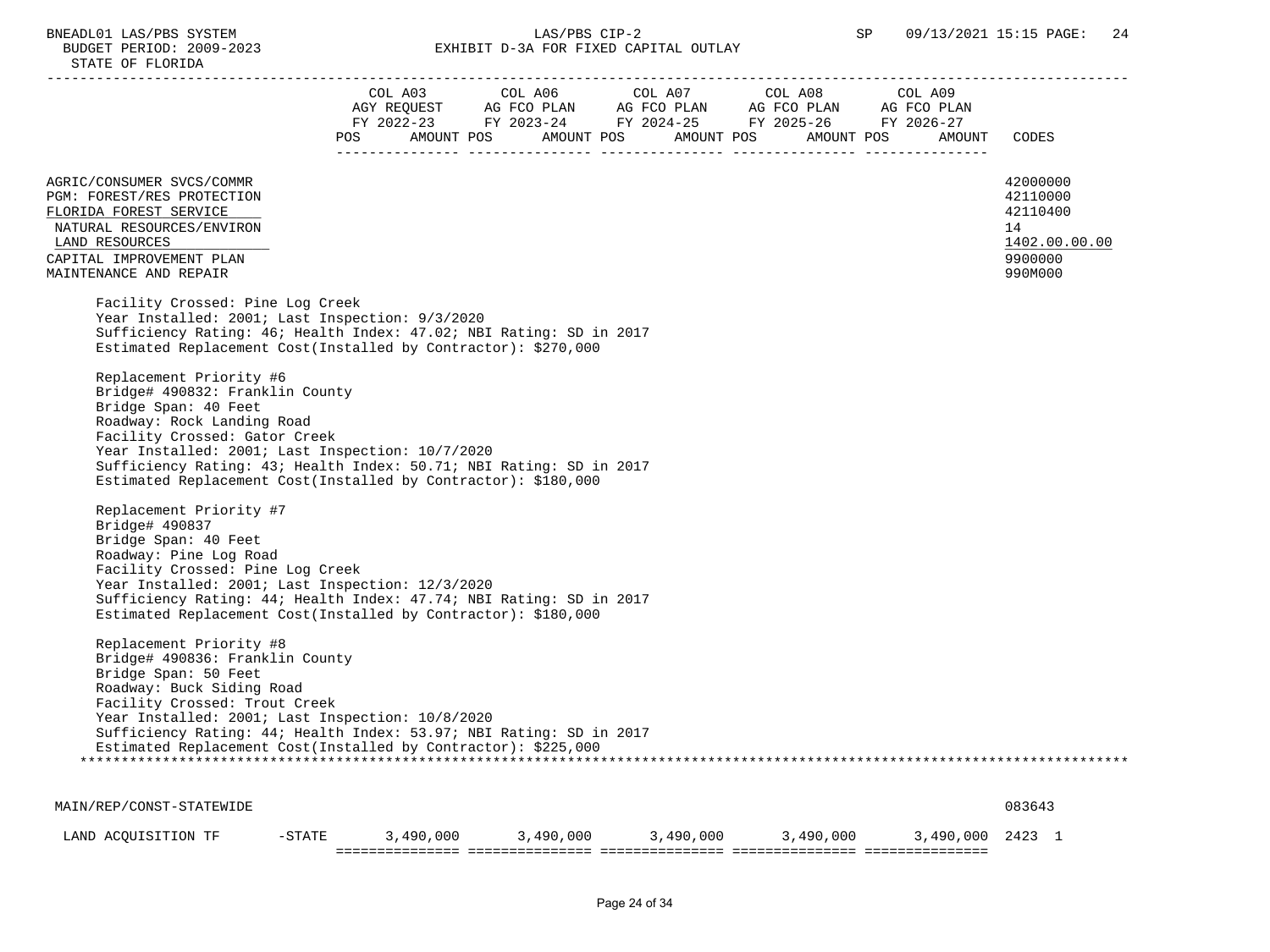BNEADL01 LAS/PBS SYSTEM | LAS/PBS CIP-2 | SP 09/13/2021 15:15

BUDGET PERIOD: 2009-2023

STATE OF FLORIDA

EXHIBIT D-3A FOR FIXED CAPITAL OUTLAY

| | COL A03 AGY REQUEST FY 2022-23 POS AMOUNT | COL A06 AG FCO PLAN FY 2023-24 POS AMOUNT | COL A07 AG FCO PLAN FY 2024-25 POS AMOUNT | COL A08 AG FCO PLAN FY 2025-26 POS AMOUNT | COL A09 AG FCO PLAN FY 2026-27 POS AMOUNT | CODES |
|---|---|---|---|---|---|---|

AGRIC/CONSUMER SVCS/COMMR — 42000000
PGM: FOREST/RES PROTECTION — 42110000
FLORIDA FOREST SERVICE — 42110400
NATURAL RESOURCES/ENVIRON — 14
LAND RESOURCES — 1402.00.00.00
CAPITAL IMPROVEMENT PLAN — 9900000
MAINTENANCE AND REPAIR — 990M000

Facility Crossed: Pine Log Creek
Year Installed: 2001; Last Inspection: 9/3/2020
Sufficiency Rating: 46; Health Index: 47.02; NBI Rating: SD in 2017
Estimated Replacement Cost(Installed by Contractor): $270,000

Replacement Priority #6
Bridge# 490832: Franklin County
Bridge Span: 40 Feet
Roadway: Rock Landing Road
Facility Crossed: Gator Creek
Year Installed: 2001; Last Inspection: 10/7/2020
Sufficiency Rating: 43; Health Index: 50.71; NBI Rating: SD in 2017
Estimated Replacement Cost(Installed by Contractor): $180,000

Replacement Priority #7
Bridge# 490837
Bridge Span: 40 Feet
Roadway: Pine Log Road
Facility Crossed: Pine Log Creek
Year Installed: 2001; Last Inspection: 12/3/2020
Sufficiency Rating: 44; Health Index: 47.74; NBI Rating: SD in 2017
Estimated Replacement Cost(Installed by Contractor): $180,000

Replacement Priority #8
Bridge# 490836: Franklin County
Bridge Span: 50 Feet
Roadway: Buck Siding Road
Facility Crossed: Trout Creek
Year Installed: 2001; Last Inspection: 10/8/2020
Sufficiency Rating: 44; Health Index: 53.97; NBI Rating: SD in 2017
Estimated Replacement Cost(Installed by Contractor): $225,000

MAIN/REP/CONST-STATEWIDE — 083643

| | COL A03 | COL A06 | COL A07 | COL A08 | COL A09 | CODES |
|---|---|---|---|---|---|---|
| LAND ACQUISITION TF -STATE | 3,490,000 | 3,490,000 | 3,490,000 | 3,490,000 | 3,490,000 | 2423 1 |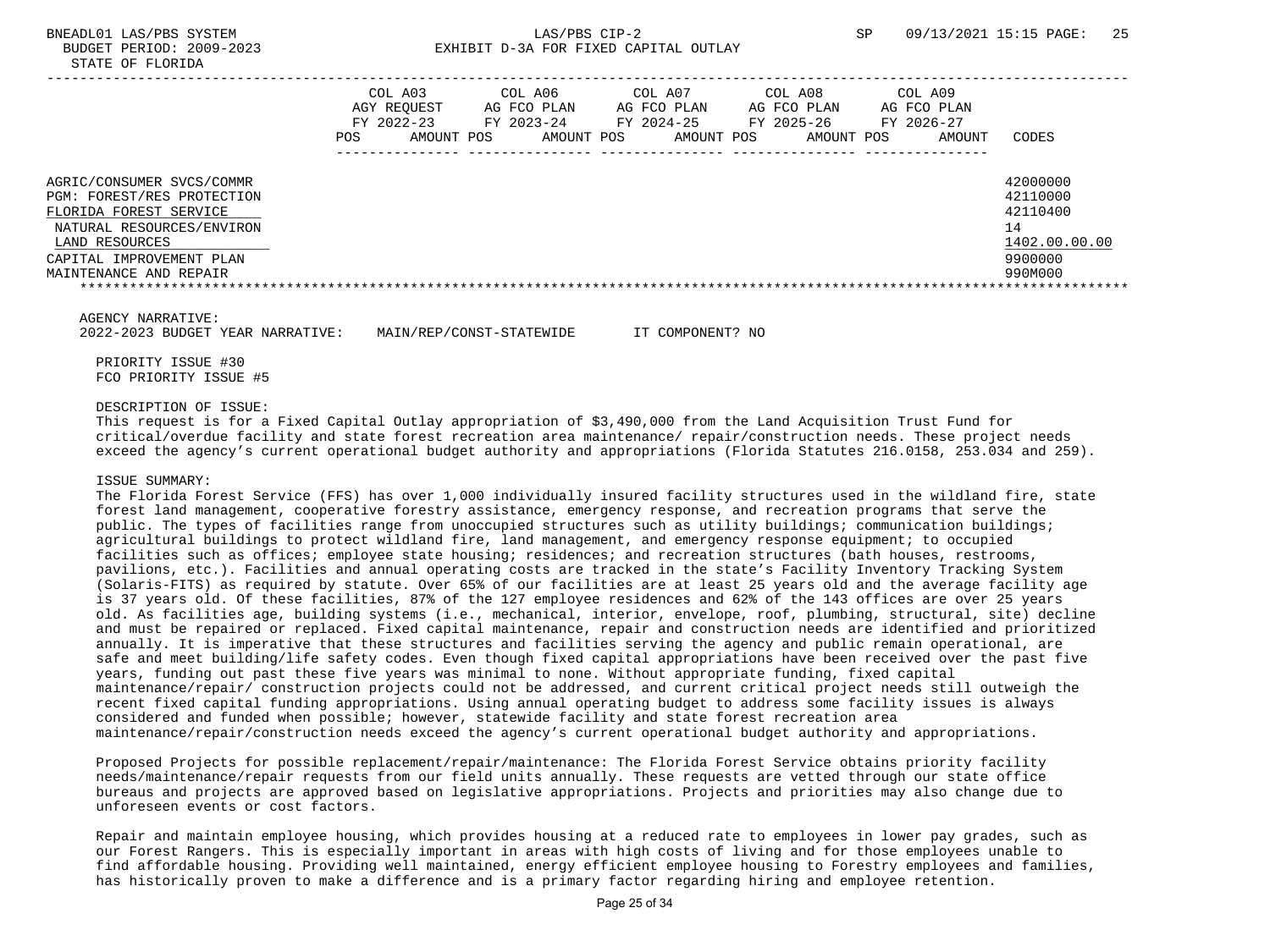BNEADL01 LAS/PBS SYSTEM LAS/PBS CIP-2 SP 09/13/2021 15:15 PAGE: 25
BUDGET PERIOD: 2009-2023 EXHIBIT D-3A FOR FIXED CAPITAL OUTLAY
STATE OF FLORIDA

| | COL A03 AGY REQUEST FY 2022-23 POS AMOUNT | COL A06 AG FCO PLAN FY 2023-24 POS AMOUNT | COL A07 AG FCO PLAN FY 2024-25 POS AMOUNT | COL A08 AG FCO PLAN FY 2025-26 POS AMOUNT | COL A09 AG FCO PLAN FY 2026-27 POS AMOUNT | CODES |
|---|---|---|---|---|---|---|
| AGRIC/CONSUMER SVCS/COMMR | | | | | | 42000000 |
| PGM: FOREST/RES PROTECTION | | | | | | 42110000 |
| FLORIDA FOREST SERVICE | | | | | | 42110400 |
| NATURAL RESOURCES/ENVIRON | | | | | | 14 |
| LAND RESOURCES | | | | | | 1402.00.00.00 |
| CAPITAL IMPROVEMENT PLAN | | | | | | 9900000 |
| MAINTENANCE AND REPAIR | | | | | | 990M000 |

AGENCY NARRATIVE:
2022-2023 BUDGET YEAR NARRATIVE: MAIN/REP/CONST-STATEWIDE IT COMPONENT? NO

PRIORITY ISSUE #30
FCO PRIORITY ISSUE #5

DESCRIPTION OF ISSUE:
This request is for a Fixed Capital Outlay appropriation of $3,490,000 from the Land Acquisition Trust Fund for critical/overdue facility and state forest recreation area maintenance/ repair/construction needs. These project needs exceed the agency's current operational budget authority and appropriations (Florida Statutes 216.0158, 253.034 and 259).

ISSUE SUMMARY:
The Florida Forest Service (FFS) has over 1,000 individually insured facility structures used in the wildland fire, state forest land management, cooperative forestry assistance, emergency response, and recreation programs that serve the public. The types of facilities range from unoccupied structures such as utility buildings; communication buildings; agricultural buildings to protect wildland fire, land management, and emergency response equipment; to occupied facilities such as offices; employee state housing; residences; and recreation structures (bath houses, restrooms, pavilions, etc.). Facilities and annual operating costs are tracked in the state's Facility Inventory Tracking System (Solaris-FITS) as required by statute. Over 65% of our facilities are at least 25 years old and the average facility age is 37 years old. Of these facilities, 87% of the 127 employee residences and 62% of the 143 offices are over 25 years old. As facilities age, building systems (i.e., mechanical, interior, envelope, roof, plumbing, structural, site) decline and must be repaired or replaced. Fixed capital maintenance, repair and construction needs are identified and prioritized annually. It is imperative that these structures and facilities serving the agency and public remain operational, are safe and meet building/life safety codes. Even though fixed capital appropriations have been received over the past five years, funding out past these five years was minimal to none. Without appropriate funding, fixed capital maintenance/repair/ construction projects could not be addressed, and current critical project needs still outweigh the recent fixed capital funding appropriations. Using annual operating budget to address some facility issues is always considered and funded when possible; however, statewide facility and state forest recreation area maintenance/repair/construction needs exceed the agency's current operational budget authority and appropriations.

Proposed Projects for possible replacement/repair/maintenance: The Florida Forest Service obtains priority facility needs/maintenance/repair requests from our field units annually. These requests are vetted through our state office bureaus and projects are approved based on legislative appropriations. Projects and priorities may also change due to unforeseen events or cost factors.

Repair and maintain employee housing, which provides housing at a reduced rate to employees in lower pay grades, such as our Forest Rangers. This is especially important in areas with high costs of living and for those employees unable to find affordable housing. Providing well maintained, energy efficient employee housing to Forestry employees and families, has historically proven to make a difference and is a primary factor regarding hiring and employee retention.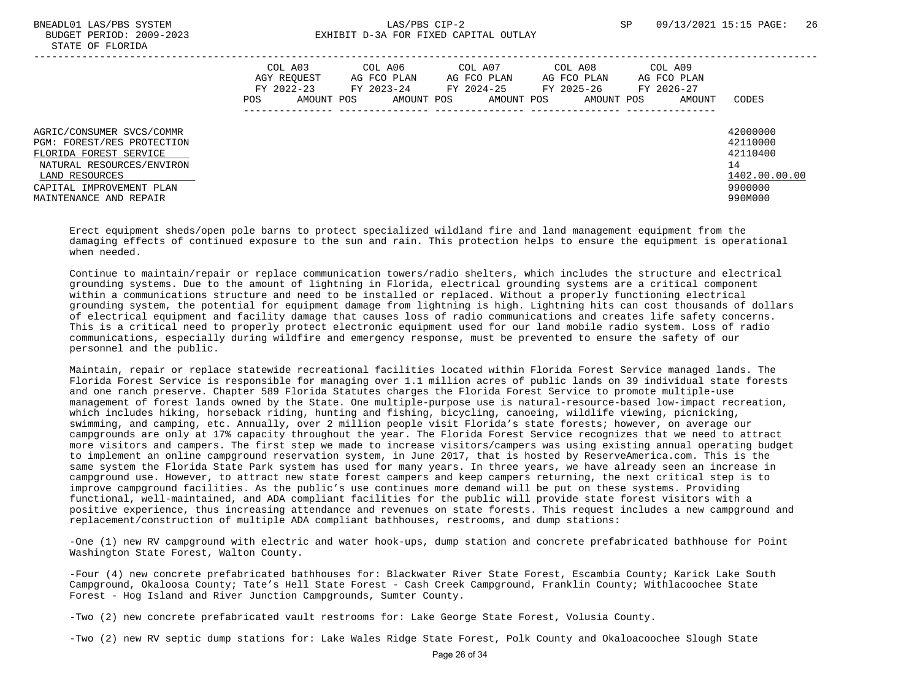| | COL A03 AGY REQUEST FY 2022-23 | | COL A06 AG FCO PLAN FY 2023-24 | | COL A07 AG FCO PLAN FY 2024-25 | | COL A08 AG FCO PLAN FY 2025-26 | | COL A09 AG FCO PLAN FY 2026-27 | | |
|---|---|---|---|---|---|---|---|---|---|---|---|
| | POS | AMOUNT | POS | AMOUNT | POS | AMOUNT | POS | AMOUNT | POS | AMOUNT | CODES |
| AGRIC/CONSUMER SVCS/COMMR | | | | | | | | | | | 42000000 |
| PGM: FOREST/RES PROTECTION | | | | | | | | | | | 42110000 |
| FLORIDA FOREST SERVICE | | | | | | | | | | | 42110400 |
| NATURAL RESOURCES/ENVIRON | | | | | | | | | | | 14 |
| LAND RESOURCES | | | | | | | | | | | 1402.00.00.00 |
| CAPITAL IMPROVEMENT PLAN | | | | | | | | | | | 9900000 |
| MAINTENANCE AND REPAIR | | | | | | | | | | | 990M000 |

Erect equipment sheds/open pole barns to protect specialized wildland fire and land management equipment from the damaging effects of continued exposure to the sun and rain. This protection helps to ensure the equipment is operational when needed.

Continue to maintain/repair or replace communication towers/radio shelters, which includes the structure and electrical grounding systems. Due to the amount of lightning in Florida, electrical grounding systems are a critical component within a communications structure and need to be installed or replaced. Without a properly functioning electrical grounding system, the potential for equipment damage from lightning is high. Lightning hits can cost thousands of dollars of electrical equipment and facility damage that causes loss of radio communications and creates life safety concerns. This is a critical need to properly protect electronic equipment used for our land mobile radio system. Loss of radio communications, especially during wildfire and emergency response, must be prevented to ensure the safety of our personnel and the public.

Maintain, repair or replace statewide recreational facilities located within Florida Forest Service managed lands. The Florida Forest Service is responsible for managing over 1.1 million acres of public lands on 39 individual state forests and one ranch preserve. Chapter 589 Florida Statutes charges the Florida Forest Service to promote multiple-use management of forest lands owned by the State. One multiple-purpose use is natural-resource-based low-impact recreation, which includes hiking, horseback riding, hunting and fishing, bicycling, canoeing, wildlife viewing, picnicking, swimming, and camping, etc. Annually, over 2 million people visit Florida's state forests; however, on average our campgrounds are only at 17% capacity throughout the year. The Florida Forest Service recognizes that we need to attract more visitors and campers. The first step we made to increase visitors/campers was using existing annual operating budget to implement an online campground reservation system, in June 2017, that is hosted by ReserveAmerica.com. This is the same system the Florida State Park system has used for many years. In three years, we have already seen an increase in campground use. However, to attract new state forest campers and keep campers returning, the next critical step is to improve campground facilities. As the public's use continues more demand will be put on these systems. Providing functional, well-maintained, and ADA compliant facilities for the public will provide state forest visitors with a positive experience, thus increasing attendance and revenues on state forests. This request includes a new campground and replacement/construction of multiple ADA compliant bathhouses, restrooms, and dump stations:

-One (1) new RV campground with electric and water hook-ups, dump station and concrete prefabricated bathhouse for Point Washington State Forest, Walton County.

-Four (4) new concrete prefabricated bathhouses for: Blackwater River State Forest, Escambia County; Karick Lake South Campground, Okaloosa County; Tate's Hell State Forest - Cash Creek Campground, Franklin County; Withlacoochee State Forest - Hog Island and River Junction Campgrounds, Sumter County.

-Two (2) new concrete prefabricated vault restrooms for: Lake George State Forest, Volusia County.

-Two (2) new RV septic dump stations for: Lake Wales Ridge State Forest, Polk County and Okaloacoochee Slough State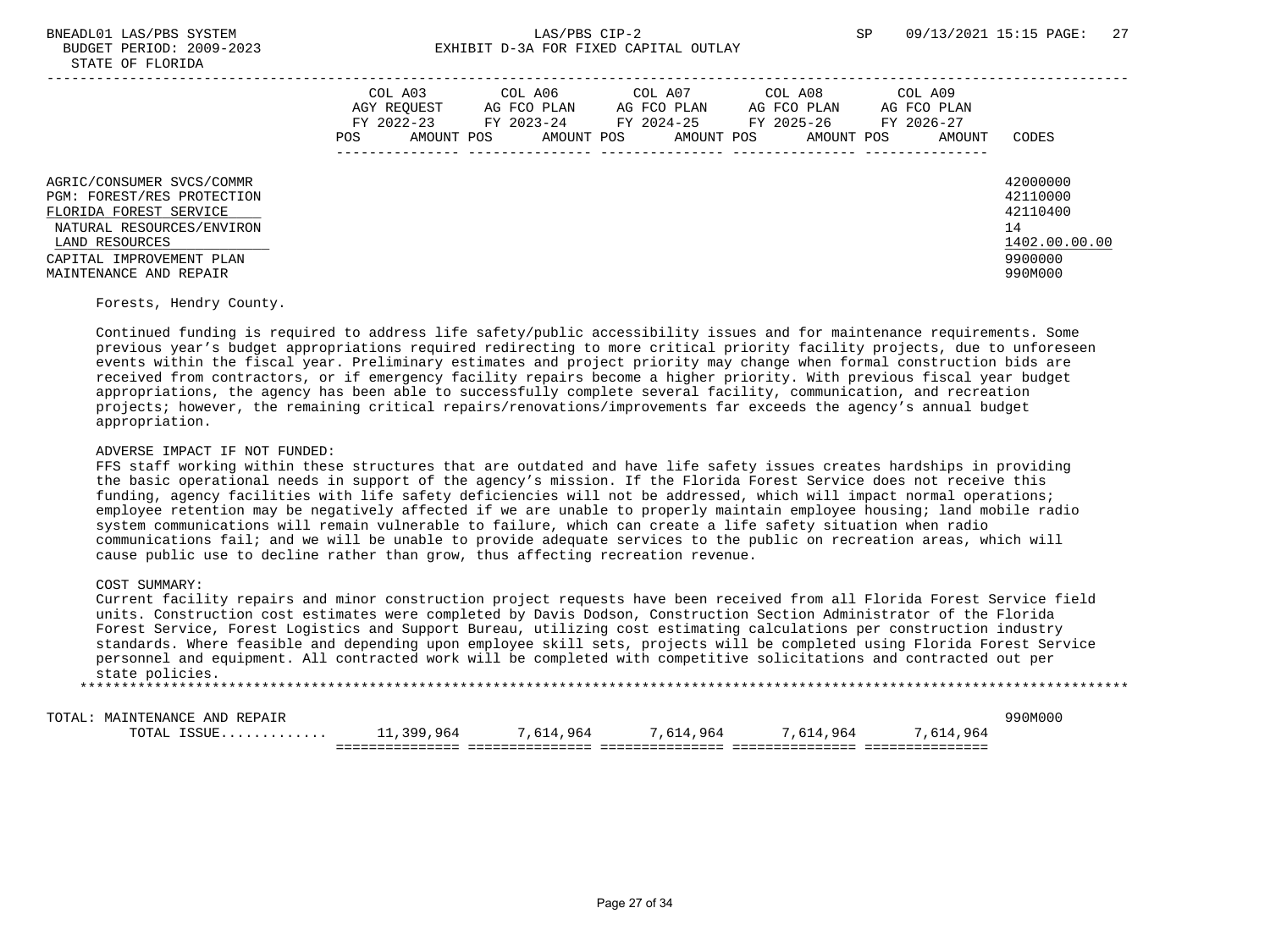| | COL A03 AGY REQUEST FY 2022-23 POS AMOUNT | COL A06 AG FCO PLAN FY 2023-24 POS AMOUNT | COL A07 AG FCO PLAN FY 2024-25 POS AMOUNT | COL A08 AG FCO PLAN FY 2025-26 POS AMOUNT | COL A09 AG FCO PLAN FY 2026-27 POS AMOUNT | CODES |
|---|---|---|---|---|---|---|
| AGRIC/CONSUMER SVCS/COMMR | | | | | | 42000000 |
| PGM: FOREST/RES PROTECTION | | | | | | 42110000 |
| FLORIDA FOREST SERVICE | | | | | | 42110400 |
| NATURAL RESOURCES/ENVIRON | | | | | | 14 |
| LAND RESOURCES | | | | | | 1402.00.00.00 |
| CAPITAL IMPROVEMENT PLAN | | | | | | 9900000 |
| MAINTENANCE AND REPAIR | | | | | | 990M000 |

Forests, Hendry County.

Continued funding is required to address life safety/public accessibility issues and for maintenance requirements. Some previous year's budget appropriations required redirecting to more critical priority facility projects, due to unforeseen events within the fiscal year. Preliminary estimates and project priority may change when formal construction bids are received from contractors, or if emergency facility repairs become a higher priority. With previous fiscal year budget appropriations, the agency has been able to successfully complete several facility, communication, and recreation projects; however, the remaining critical repairs/renovations/improvements far exceeds the agency's annual budget appropriation.

ADVERSE IMPACT IF NOT FUNDED:
FFS staff working within these structures that are outdated and have life safety issues creates hardships in providing the basic operational needs in support of the agency's mission. If the Florida Forest Service does not receive this funding, agency facilities with life safety deficiencies will not be addressed, which will impact normal operations; employee retention may be negatively affected if we are unable to properly maintain employee housing; land mobile radio system communications will remain vulnerable to failure, which can create a life safety situation when radio communications fail; and we will be unable to provide adequate services to the public on recreation areas, which will cause public use to decline rather than grow, thus affecting recreation revenue.

COST SUMMARY:
Current facility repairs and minor construction project requests have been received from all Florida Forest Service field units. Construction cost estimates were completed by Davis Dodson, Construction Section Administrator of the Florida Forest Service, Forest Logistics and Support Bureau, utilizing cost estimating calculations per construction industry standards. Where feasible and depending upon employee skill sets, projects will be completed using Florida Forest Service personnel and equipment. All contracted work will be completed with competitive solicitations and contracted out per state policies.

***************************************************************************************************************************************

| | COL A03 | COL A06 | COL A07 | COL A08 | COL A09 | CODES |
|---|---|---|---|---|---|---|
| TOTAL: MAINTENANCE AND REPAIR | | | | | | 990M000 |
| TOTAL ISSUE............ | 11,399,964 | 7,614,964 | 7,614,964 | 7,614,964 | 7,614,964 | |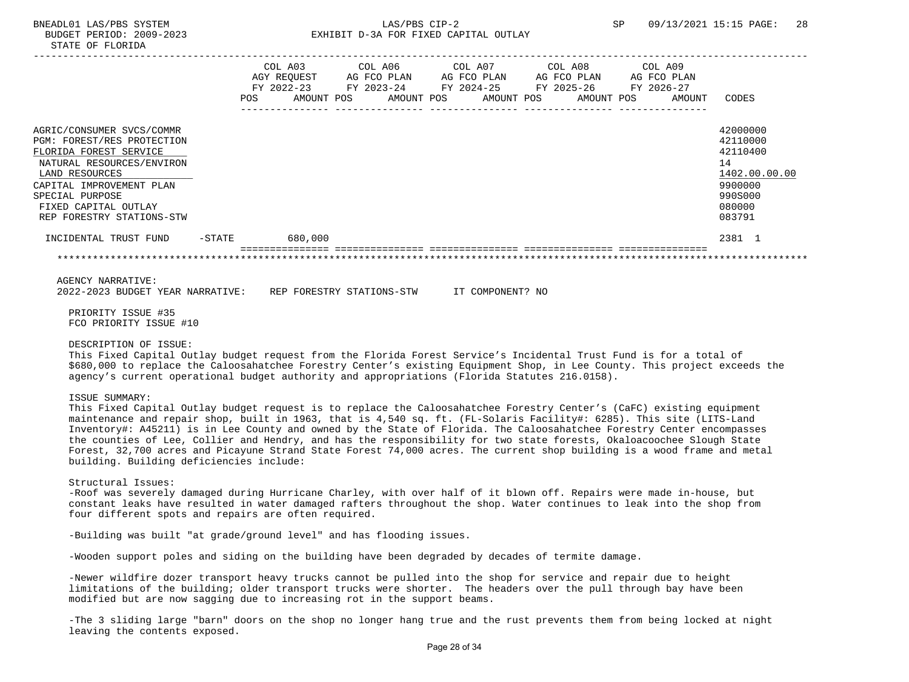BNEADL01 LAS/PBS SYSTEM LAS/PBS CIP-2 SP 09/13/2021 15:15 PAGE: 28
BUDGET PERIOD: 2009-2023 EXHIBIT D-3A FOR FIXED CAPITAL OUTLAY
STATE OF FLORIDA

| | COL A03 AGY REQUEST FY 2022-23 POS AMOUNT | COL A06 AG FCO PLAN FY 2023-24 POS AMOUNT | COL A07 AG FCO PLAN FY 2024-25 POS AMOUNT | COL A08 AG FCO PLAN FY 2025-26 POS AMOUNT | COL A09 AG FCO PLAN FY 2026-27 POS AMOUNT | CODES |
|---|---|---|---|---|---|---|
| AGRIC/CONSUMER SVCS/COMMR | | | | | | 42000000 |
| PGM: FOREST/RES PROTECTION | | | | | | 42110000 |
| FLORIDA FOREST SERVICE | | | | | | 42110400 |
| NATURAL RESOURCES/ENVIRON | | | | | | 14 |
| LAND RESOURCES | | | | | | 1402.00.00.00 |
| CAPITAL IMPROVEMENT PLAN | | | | | | 9900000 |
| SPECIAL PURPOSE | | | | | | 990S000 |
| FIXED CAPITAL OUTLAY | | | | | | 080000 |
| REP FORESTRY STATIONS-STW | | | | | | 083791 |
| INCIDENTAL TRUST FUND -STATE | 680,000 | | | | | 2381 1 |

AGENCY NARRATIVE:
2022-2023 BUDGET YEAR NARRATIVE: REP FORESTRY STATIONS-STW IT COMPONENT? NO

PRIORITY ISSUE #35
FCO PRIORITY ISSUE #10

DESCRIPTION OF ISSUE:
This Fixed Capital Outlay budget request from the Florida Forest Service's Incidental Trust Fund is for a total of $680,000 to replace the Caloosahatchee Forestry Center's existing Equipment Shop, in Lee County. This project exceeds the agency's current operational budget authority and appropriations (Florida Statutes 216.0158).

ISSUE SUMMARY:
This Fixed Capital Outlay budget request is to replace the Caloosahatchee Forestry Center's (CaFC) existing equipment maintenance and repair shop, built in 1963, that is 4,540 sq. ft. (FL-Solaris Facility#: 6285). This site (LITS-Land Inventory#: A45211) is in Lee County and owned by the State of Florida. The Caloosahatchee Forestry Center encompasses the counties of Lee, Collier and Hendry, and has the responsibility for two state forests, Okaloacoochee Slough State Forest, 32,700 acres and Picayune Strand State Forest 74,000 acres. The current shop building is a wood frame and metal building. Building deficiencies include:

Structural Issues:
-Roof was severely damaged during Hurricane Charley, with over half of it blown off. Repairs were made in-house, but constant leaks have resulted in water damaged rafters throughout the shop. Water continues to leak into the shop from four different spots and repairs are often required.

-Building was built "at grade/ground level" and has flooding issues.

-Wooden support poles and siding on the building have been degraded by decades of termite damage.

-Newer wildfire dozer transport heavy trucks cannot be pulled into the shop for service and repair due to height limitations of the building; older transport trucks were shorter. The headers over the pull through bay have been modified but are now sagging due to increasing rot in the support beams.

-The 3 sliding large "barn" doors on the shop no longer hang true and the rust prevents them from being locked at night leaving the contents exposed.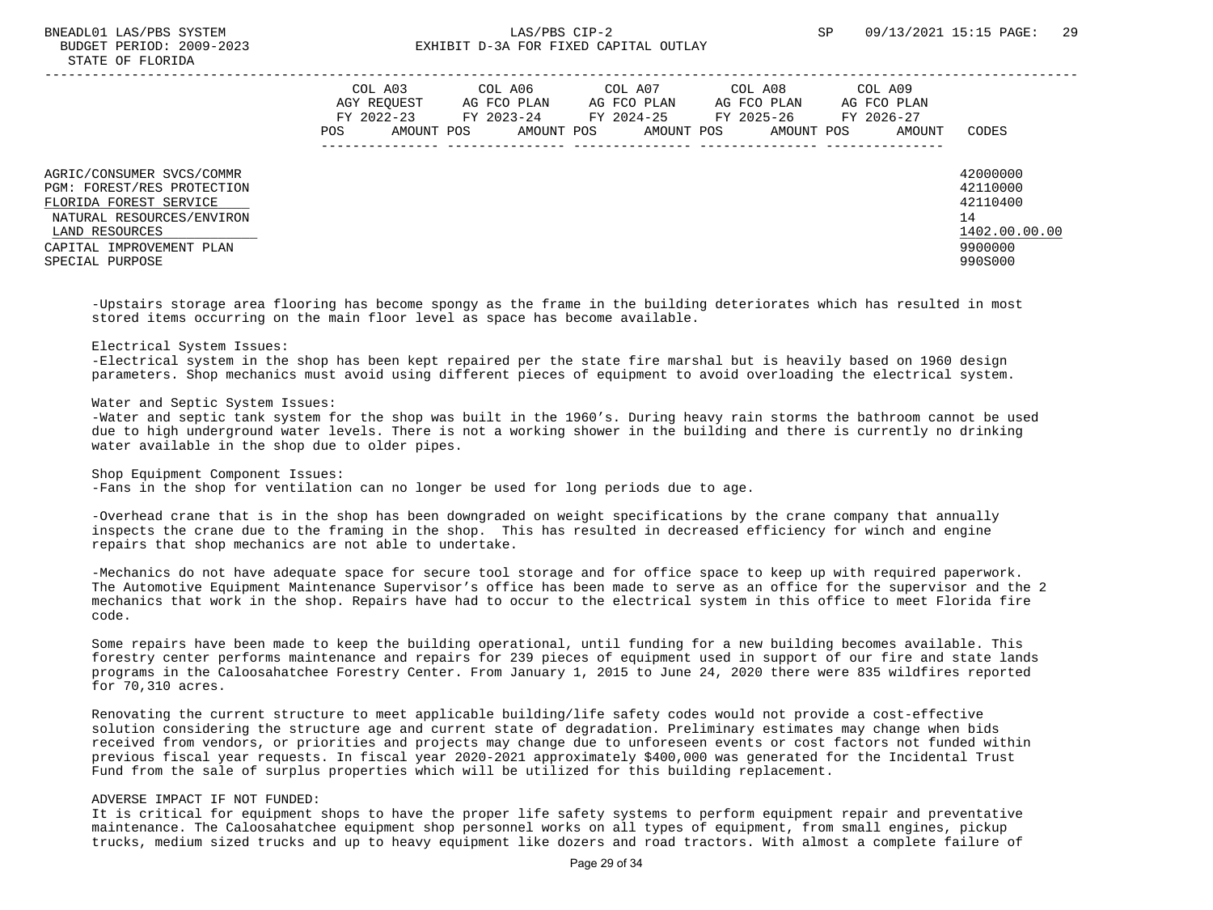| | COL A03 AGY REQUEST FY 2022-23 | | COL A06 AG FCO PLAN FY 2023-24 | | COL A07 AG FCO PLAN FY 2024-25 | | COL A08 AG FCO PLAN FY 2025-26 | | COL A09 AG FCO PLAN FY 2026-27 | | |
|---|---|---|---|---|---|---|---|---|---|---|---|
| | POS | AMOUNT | POS | AMOUNT | POS | AMOUNT | POS | AMOUNT | POS | AMOUNT | CODES |
| AGRIC/CONSUMER SVCS/COMMR | | | | | | | | | | | 42000000 |
| PGM: FOREST/RES PROTECTION | | | | | | | | | | | 42110000 |
| FLORIDA FOREST SERVICE | | | | | | | | | | | 42110400 |
| NATURAL RESOURCES/ENVIRON | | | | | | | | | | | 14 |
| LAND RESOURCES | | | | | | | | | | | 1402.00.00.00 |
| CAPITAL IMPROVEMENT PLAN | | | | | | | | | | | 9900000 |
| SPECIAL PURPOSE | | | | | | | | | | | 990S000 |

-Upstairs storage area flooring has become spongy as the frame in the building deteriorates which has resulted in most stored items occurring on the main floor level as space has become available.

Electrical System Issues:
-Electrical system in the shop has been kept repaired per the state fire marshal but is heavily based on 1960 design parameters. Shop mechanics must avoid using different pieces of equipment to avoid overloading the electrical system.

Water and Septic System Issues:
-Water and septic tank system for the shop was built in the 1960's. During heavy rain storms the bathroom cannot be used due to high underground water levels. There is not a working shower in the building and there is currently no drinking water available in the shop due to older pipes.

Shop Equipment Component Issues:
-Fans in the shop for ventilation can no longer be used for long periods due to age.

-Overhead crane that is in the shop has been downgraded on weight specifications by the crane company that annually inspects the crane due to the framing in the shop. This has resulted in decreased efficiency for winch and engine repairs that shop mechanics are not able to undertake.

-Mechanics do not have adequate space for secure tool storage and for office space to keep up with required paperwork. The Automotive Equipment Maintenance Supervisor's office has been made to serve as an office for the supervisor and the 2 mechanics that work in the shop. Repairs have had to occur to the electrical system in this office to meet Florida fire code.

Some repairs have been made to keep the building operational, until funding for a new building becomes available. This forestry center performs maintenance and repairs for 239 pieces of equipment used in support of our fire and state lands programs in the Caloosahatchee Forestry Center. From January 1, 2015 to June 24, 2020 there were 835 wildfires reported for 70,310 acres.

Renovating the current structure to meet applicable building/life safety codes would not provide a cost-effective solution considering the structure age and current state of degradation. Preliminary estimates may change when bids received from vendors, or priorities and projects may change due to unforeseen events or cost factors not funded within previous fiscal year requests. In fiscal year 2020-2021 approximately $400,000 was generated for the Incidental Trust Fund from the sale of surplus properties which will be utilized for this building replacement.

ADVERSE IMPACT IF NOT FUNDED:
It is critical for equipment shops to have the proper life safety systems to perform equipment repair and preventative maintenance. The Caloosahatchee equipment shop personnel works on all types of equipment, from small engines, pickup trucks, medium sized trucks and up to heavy equipment like dozers and road tractors. With almost a complete failure of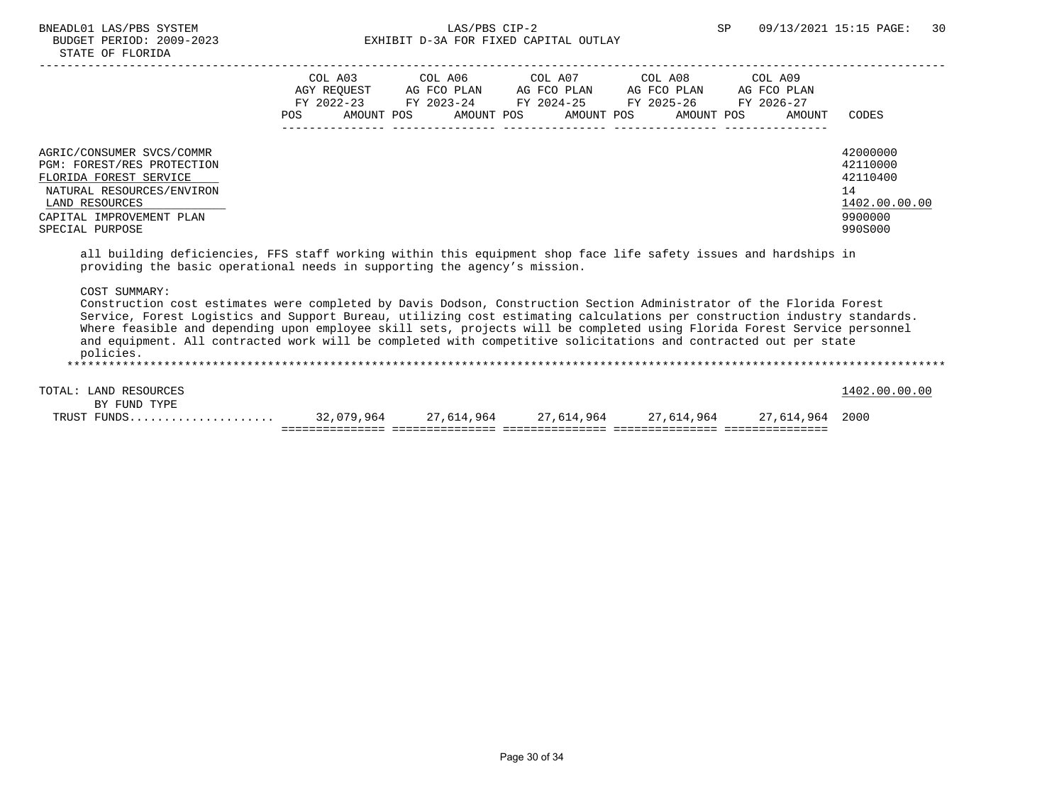BNEADL01 LAS/PBS SYSTEM LAS/PBS CIP-2 SP 09/13/2021 15:15 PAGE: 30
BUDGET PERIOD: 2009-2023 EXHIBIT D-3A FOR FIXED CAPITAL OUTLAY
STATE OF FLORIDA

| | COL A03 AGY REQUEST FY 2022-23 POS AMOUNT | COL A06 AG FCO PLAN FY 2023-24 POS AMOUNT | COL A07 AG FCO PLAN FY 2024-25 POS AMOUNT | COL A08 AG FCO PLAN FY 2025-26 POS AMOUNT | COL A09 AG FCO PLAN FY 2026-27 POS AMOUNT | CODES |
|---|---|---|---|---|---|---|
| AGRIC/CONSUMER SVCS/COMMR | | | | | | 42000000 |
| PGM: FOREST/RES PROTECTION | | | | | | 42110000 |
| FLORIDA FOREST SERVICE | | | | | | 42110400 |
| NATURAL RESOURCES/ENVIRON | | | | | | 14 |
| LAND RESOURCES | | | | | | 1402.00.00.00 |
| CAPITAL IMPROVEMENT PLAN | | | | | | 9900000 |
| SPECIAL PURPOSE | | | | | | 990S000 |

all building deficiencies, FFS staff working within this equipment shop face life safety issues and hardships in providing the basic operational needs in supporting the agency's mission.

COST SUMMARY:
Construction cost estimates were completed by Davis Dodson, Construction Section Administrator of the Florida Forest Service, Forest Logistics and Support Bureau, utilizing cost estimating calculations per construction industry standards. Where feasible and depending upon employee skill sets, projects will be completed using Florida Forest Service personnel and equipment. All contracted work will be completed with competitive solicitations and contracted out per state policies.

***************************************************************************************************************************

| | COL A03 | COL A06 | COL A07 | COL A08 | COL A09 | CODES |
|---|---|---|---|---|---|---|
| TOTAL: LAND RESOURCES | | | | | | 1402.00.00.00 |
| BY FUND TYPE | | | | | | |
| TRUST FUNDS.................... | 32,079,964 | 27,614,964 | 27,614,964 | 27,614,964 | 27,614,964 | 2000 |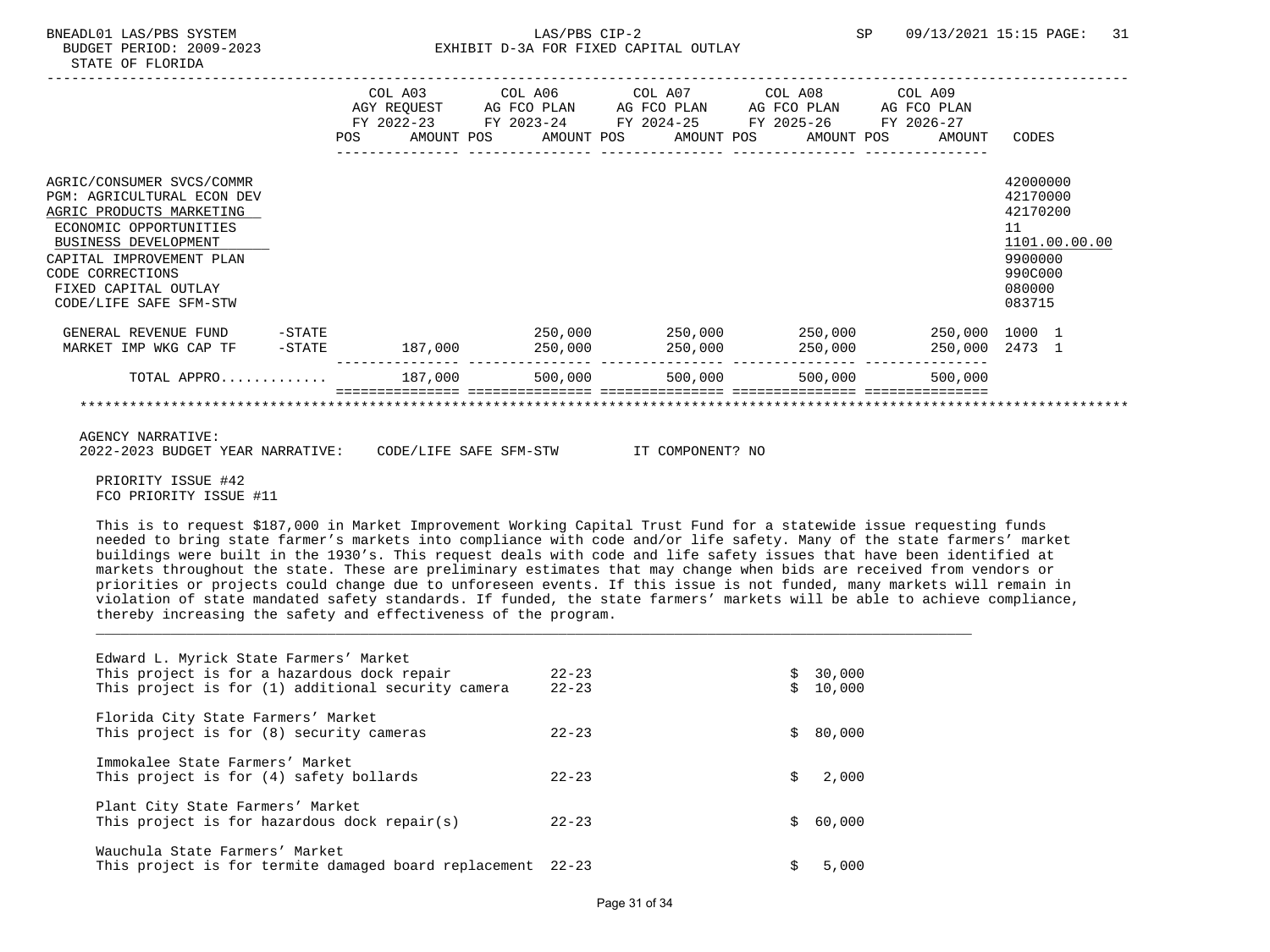BNEADL01 LAS/PBS SYSTEM LAS/PBS CIP-2 SP 09/13/2021 15:15 PAGE: 31
BUDGET PERIOD: 2009-2023 EXHIBIT D-3A FOR FIXED CAPITAL OUTLAY
STATE OF FLORIDA

| | COL A03 AGY REQUEST FY 2022-23 POS AMOUNT | COL A06 AG FCO PLAN FY 2023-24 POS AMOUNT | COL A07 AG FCO PLAN FY 2024-25 POS AMOUNT | COL A08 AG FCO PLAN FY 2025-26 POS AMOUNT | COL A09 AG FCO PLAN FY 2026-27 POS AMOUNT | CODES |
|---|---|---|---|---|---|---|
| AGRIC/CONSUMER SVCS/COMMR | | | | | | 42000000 |
| PGM: AGRICULTURAL ECON DEV | | | | | | 42170000 |
| AGRIC PRODUCTS MARKETING | | | | | | 42170200 |
| ECONOMIC OPPORTUNITIES | | | | | | 11 |
| BUSINESS DEVELOPMENT | | | | | | 1101.00.00.00 |
| CAPITAL IMPROVEMENT PLAN | | | | | | 9900000 |
| CODE CORRECTIONS | | | | | | 990C000 |
| FIXED CAPITAL OUTLAY | | | | | | 080000 |
| CODE/LIFE SAFE SFM-STW | | | | | | 083715 |
| GENERAL REVENUE FUND -STATE | | 250,000 | 250,000 | 250,000 | 250,000 | 1000 1 |
| MARKET IMP WKG CAP TF -STATE | 187,000 | 250,000 | 250,000 | 250,000 | 250,000 | 2473 1 |
| TOTAL APPRO............ | 187,000 | 500,000 | 500,000 | 500,000 | 500,000 | |

AGENCY NARRATIVE:
2022-2023 BUDGET YEAR NARRATIVE: CODE/LIFE SAFE SFM-STW IT COMPONENT? NO

PRIORITY ISSUE #42
FCO PRIORITY ISSUE #11

This is to request $187,000 in Market Improvement Working Capital Trust Fund for a statewide issue requesting funds needed to bring state farmer's markets into compliance with code and/or life safety. Many of the state farmers' market buildings were built in the 1930's. This request deals with code and life safety issues that have been identified at markets throughout the state. These are preliminary estimates that may change when bids are received from vendors or priorities or projects could change due to unforeseen events. If this issue is not funded, many markets will remain in violation of state mandated safety standards. If funded, the state farmers' markets will be able to achieve compliance, thereby increasing the safety and effectiveness of the program.

| | | |
|---|---|---|
| **Edward L. Myrick State Farmers' Market** | | |
| This project is for a hazardous dock repair | 22-23 | $ 30,000 |
| This project is for (1) additional security camera | 22-23 | $ 10,000 |
| **Florida City State Farmers' Market** | | |
| This project is for (8) security cameras | 22-23 | $ 80,000 |
| **Immokalee State Farmers' Market** | | |
| This project is for (4) safety bollards | 22-23 | $ 2,000 |
| **Plant City State Farmers' Market** | | |
| This project is for hazardous dock repair(s) | 22-23 | $ 60,000 |
| **Wauchula State Farmers' Market** | | |
| This project is for termite damaged board replacement | 22-23 | $ 5,000 |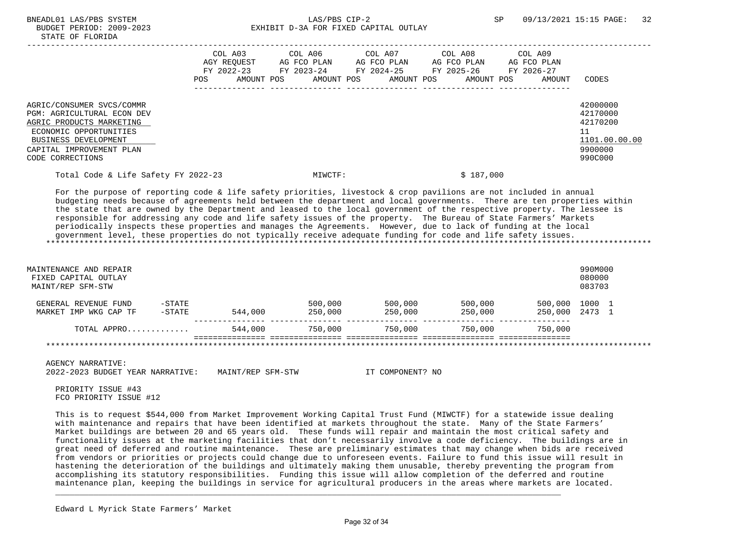|  | COL A03 AGY REQUEST FY 2022-23 POS AMOUNT | COL A06 AG FCO PLAN FY 2023-24 POS AMOUNT | COL A07 AG FCO PLAN FY 2024-25 POS AMOUNT | COL A08 AG FCO PLAN FY 2025-26 POS AMOUNT | COL A09 AG FCO PLAN FY 2026-27 POS AMOUNT | CODES |
|---|---|---|---|---|---|---|
| AGRIC/CONSUMER SVCS/COMMR |  |  |  |  |  | 42000000 |
| PGM: AGRICULTURAL ECON DEV |  |  |  |  |  | 42170000 |
| AGRIC PRODUCTS MARKETING |  |  |  |  |  | 42170200 |
| ECONOMIC OPPORTUNITIES |  |  |  |  |  | 11 |
| BUSINESS DEVELOPMENT |  |  |  |  |  | 1101.00.00.00 |
| CAPITAL IMPROVEMENT PLAN |  |  |  |  |  | 9900000 |
| CODE CORRECTIONS |  |  |  |  |  | 990C000 |

Total Code & Life Safety FY 2022-23 MIWCTF: $ 187,000

For the purpose of reporting code & life safety priorities, livestock & crop pavilions are not included in annual budgeting needs because of agreements held between the department and local governments. There are ten properties within the state that are owned by the Department and leased to the local government of the respective property. The lessee is responsible for addressing any code and life safety issues of the property. The Bureau of State Farmers' Markets periodically inspects these properties and manages the Agreements. However, due to lack of funding at the local government level, these properties do not typically receive adequate funding for code and life safety issues.

|  | COL A03 | COL A06 | COL A07 | COL A08 | COL A09 | CODES |
|---|---|---|---|---|---|---|
| MAINTENANCE AND REPAIR |  |  |  |  |  | 990M000 |
| FIXED CAPITAL OUTLAY |  |  |  |  |  | 080000 |
| MAINT/REP SFM-STW |  |  |  |  |  | 083703 |
| GENERAL REVENUE FUND -STATE |  | 500,000 | 500,000 | 500,000 | 500,000 | 1000 1 |
| MARKET IMP WKG CAP TF -STATE | 544,000 | 250,000 | 250,000 | 250,000 | 250,000 | 2473 1 |
| TOTAL APPRO............ | 544,000 | 750,000 | 750,000 | 750,000 | 750,000 |  |

AGENCY NARRATIVE:
2022-2023 BUDGET YEAR NARRATIVE: MAINT/REP SFM-STW IT COMPONENT? NO

PRIORITY ISSUE #43
FCO PRIORITY ISSUE #12

This is to request $544,000 from Market Improvement Working Capital Trust Fund (MIWCTF) for a statewide issue dealing with maintenance and repairs that have been identified at markets throughout the state. Many of the State Farmers' Market buildings are between 20 and 65 years old. These funds will repair and maintain the most critical safety and functionality issues at the marketing facilities that don't necessarily involve a code deficiency. The buildings are in great need of deferred and routine maintenance. These are preliminary estimates that may change when bids are received from vendors or priorities or projects could change due to unforeseen events. Failure to fund this issue will result in hastening the deterioration of the buildings and ultimately making them unusable, thereby preventing the program from accomplishing its statutory responsibilities. Funding this issue will allow completion of the deferred and routine maintenance plan, keeping the buildings in service for agricultural producers in the areas where markets are located.

Edward L Myrick State Farmers' Market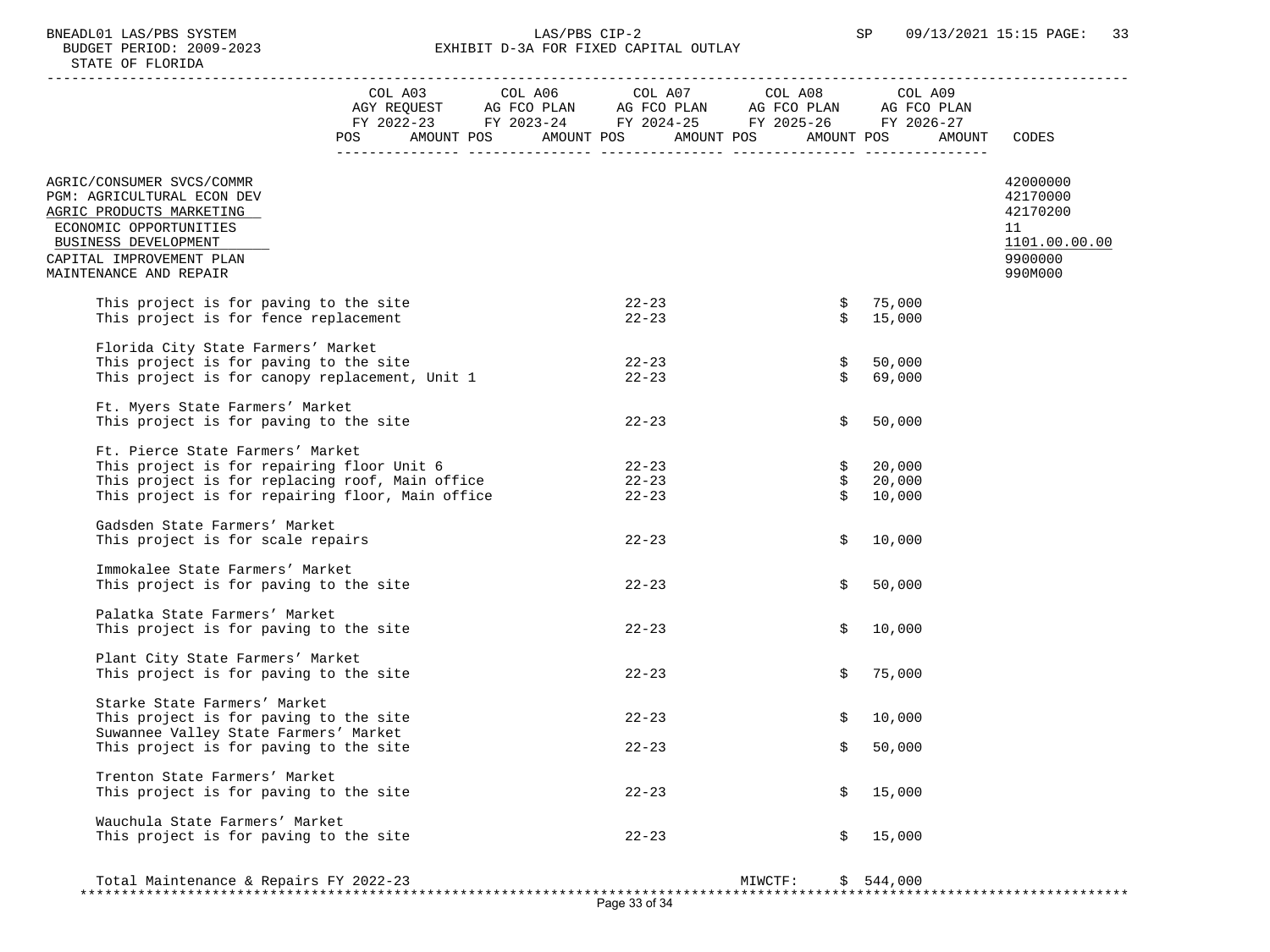BNEADL01 LAS/PBS SYSTEM
BUDGET PERIOD: 2009-2023
STATE OF FLORIDA

LAS/PBS CIP-2
EXHIBIT D-3A FOR FIXED CAPITAL OUTLAY

SP 09/13/2021 15:15 PAGE: 33

| | COL A03 AGY REQUEST FY 2022-23 POS AMOUNT | COL A06 AG FCO PLAN FY 2023-24 POS AMOUNT | COL A07 AG FCO PLAN FY 2024-25 POS AMOUNT | COL A08 AG FCO PLAN FY 2025-26 POS AMOUNT | COL A09 AG FCO PLAN FY 2026-27 POS AMOUNT | CODES |
|---|---|---|---|---|---|---|
| AGRIC/CONSUMER SVCS/COMMR | | | | | | 42000000 |
| PGM: AGRICULTURAL ECON DEV | | | | | | 42170000 |
| AGRIC PRODUCTS MARKETING | | | | | | 42170200 |
| ECONOMIC OPPORTUNITIES | | | | | | 11 |
| BUSINESS DEVELOPMENT | | | | | | 1101.00.00.00 |
| CAPITAL IMPROVEMENT PLAN | | | | | | 9900000 |
| MAINTENANCE AND REPAIR | | | | | | 990M000 |

| Project | FY | Amount |
|---|---|---|
| This project is for paving to the site | 22-23 | $ 75,000 |
| This project is for fence replacement | 22-23 | $ 15,000 |
| **Florida City State Farmers' Market** | | |
| This project is for paving to the site | 22-23 | $ 50,000 |
| This project is for canopy replacement, Unit 1 | 22-23 | $ 69,000 |
| **Ft. Myers State Farmers' Market** | | |
| This project is for paving to the site | 22-23 | $ 50,000 |
| **Ft. Pierce State Farmers' Market** | | |
| This project is for repairing floor Unit 6 | 22-23 | $ 20,000 |
| This project is for replacing roof, Main office | 22-23 | $ 20,000 |
| This project is for repairing floor, Main office | 22-23 | $ 10,000 |
| **Gadsden State Farmers' Market** | | |
| This project is for scale repairs | 22-23 | $ 10,000 |
| **Immokalee State Farmers' Market** | | |
| This project is for paving to the site | 22-23 | $ 50,000 |
| **Palatka State Farmers' Market** | | |
| This project is for paving to the site | 22-23 | $ 10,000 |
| **Plant City State Farmers' Market** | | |
| This project is for paving to the site | 22-23 | $ 75,000 |
| **Starke State Farmers' Market** | | |
| This project is for paving to the site | 22-23 | $ 10,000 |
| **Suwannee Valley State Farmers' Market** | | |
| This project is for paving to the site | 22-23 | $ 50,000 |
| **Trenton State Farmers' Market** | | |
| This project is for paving to the site | 22-23 | $ 15,000 |
| **Wauchula State Farmers' Market** | | |
| This project is for paving to the site | 22-23 | $ 15,000 |
| Total Maintenance & Repairs FY 2022-23 | MIWCTF: | $ 544,000 |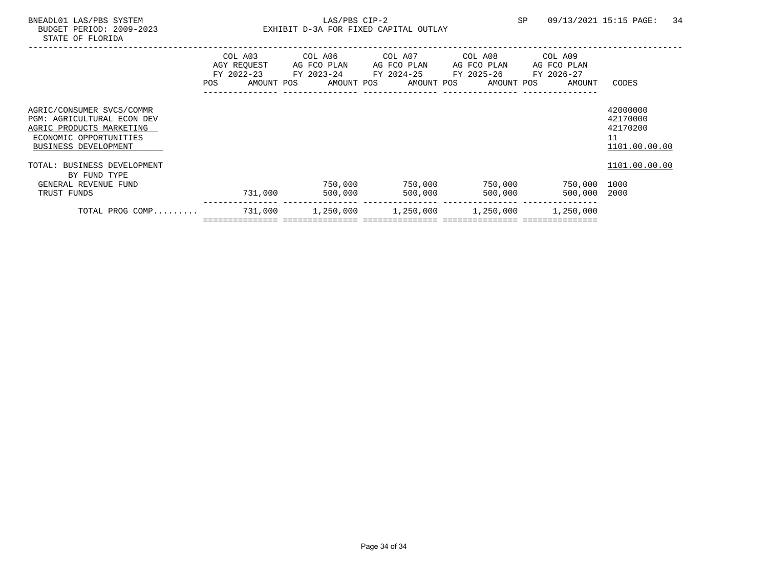BNEADL01 LAS/PBS SYSTEM LAS/PBS CIP-2 SP 09/13/2021 15:15 PAGE: 34
BUDGET PERIOD: 2009-2023 EXHIBIT D-3A FOR FIXED CAPITAL OUTLAY
STATE OF FLORIDA

| | COL A03 AGY REQUEST FY 2022-23 POS AMOUNT | COL A06 AG FCO PLAN FY 2023-24 POS AMOUNT | COL A07 AG FCO PLAN FY 2024-25 POS AMOUNT | COL A08 AG FCO PLAN FY 2025-26 POS AMOUNT | COL A09 AG FCO PLAN FY 2026-27 POS AMOUNT | CODES |
|---|---|---|---|---|---|---|
| AGRIC/CONSUMER SVCS/COMMR | | | | | | 42000000 |
| PGM: AGRICULTURAL ECON DEV | | | | | | 42170000 |
| AGRIC PRODUCTS MARKETING | | | | | | 42170200 |
| ECONOMIC OPPORTUNITIES | | | | | | 11 |
| BUSINESS DEVELOPMENT | | | | | | 1101.00.00.00 |
| TOTAL: BUSINESS DEVELOPMENT | | | | | | 1101.00.00.00 |
| BY FUND TYPE | | | | | | |
| GENERAL REVENUE FUND | | 750,000 | 750,000 | 750,000 | 750,000 | 1000 |
| TRUST FUNDS | 731,000 | 500,000 | 500,000 | 500,000 | 500,000 | 2000 |
| TOTAL PROG COMP......... | 731,000 | 1,250,000 | 1,250,000 | 1,250,000 | 1,250,000 | |